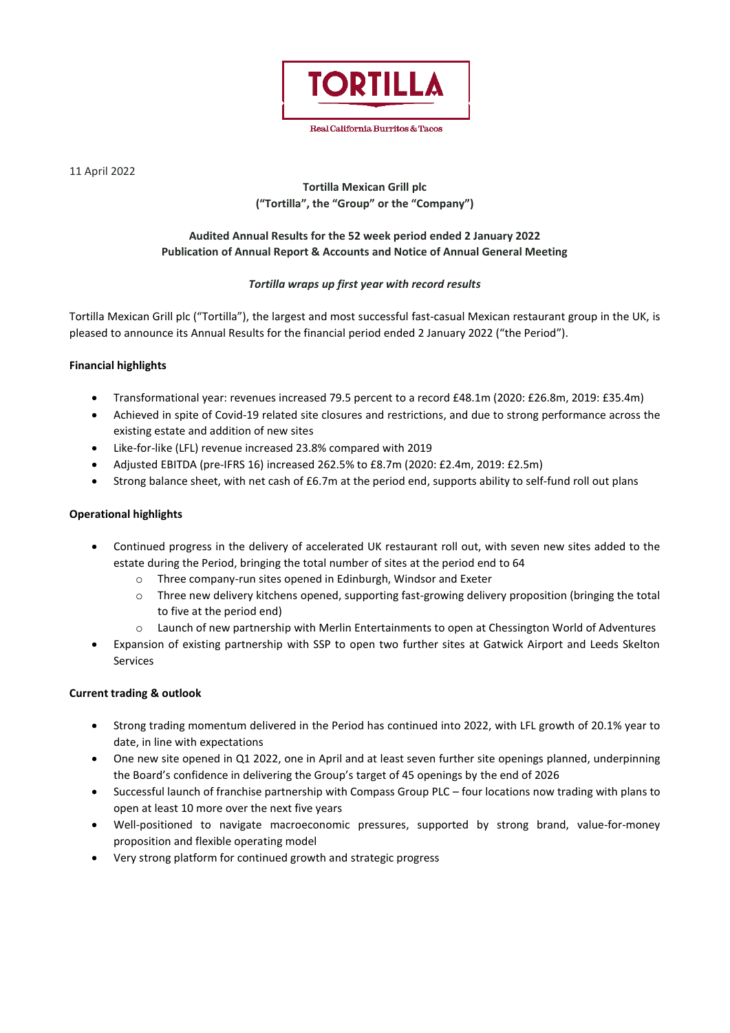TORTILLA

Real California Burritos & Tacos

11 April 2022

**Tortilla Mexican Grill plc**
**("Tortilla", the "Group" or the "Company")**

**Audited Annual Results for the 52 week period ended 2 January 2022**
**Publication of Annual Report & Accounts and Notice of Annual General Meeting**

***Tortilla wraps up first year with record results***

Tortilla Mexican Grill plc ("Tortilla"), the largest and most successful fast-casual Mexican restaurant group in the UK, is pleased to announce its Annual Results for the financial period ended 2 January 2022 ("the Period").

**Financial highlights**

- Transformational year: revenues increased 79.5 percent to a record £48.1m (2020: £26.8m, 2019: £35.4m)
- Achieved in spite of Covid-19 related site closures and restrictions, and due to strong performance across the existing estate and addition of new sites
- Like-for-like (LFL) revenue increased 23.8% compared with 2019
- Adjusted EBITDA (pre-IFRS 16) increased 262.5% to £8.7m (2020: £2.4m, 2019: £2.5m)
- Strong balance sheet, with net cash of £6.7m at the period end, supports ability to self-fund roll out plans

**Operational highlights**

- Continued progress in the delivery of accelerated UK restaurant roll out, with seven new sites added to the estate during the Period, bringing the total number of sites at the period end to 64
    - Three company-run sites opened in Edinburgh, Windsor and Exeter
    - Three new delivery kitchens opened, supporting fast-growing delivery proposition (bringing the total to five at the period end)
    - Launch of new partnership with Merlin Entertainments to open at Chessington World of Adventures
- Expansion of existing partnership with SSP to open two further sites at Gatwick Airport and Leeds Skelton Services

**Current trading & outlook**

- Strong trading momentum delivered in the Period has continued into 2022, with LFL growth of 20.1% year to date, in line with expectations
- One new site opened in Q1 2022, one in April and at least seven further site openings planned, underpinning the Board's confidence in delivering the Group's target of 45 openings by the end of 2026
- Successful launch of franchise partnership with Compass Group PLC – four locations now trading with plans to open at least 10 more over the next five years
- Well-positioned to navigate macroeconomic pressures, supported by strong brand, value-for-money proposition and flexible operating model
- Very strong platform for continued growth and strategic progress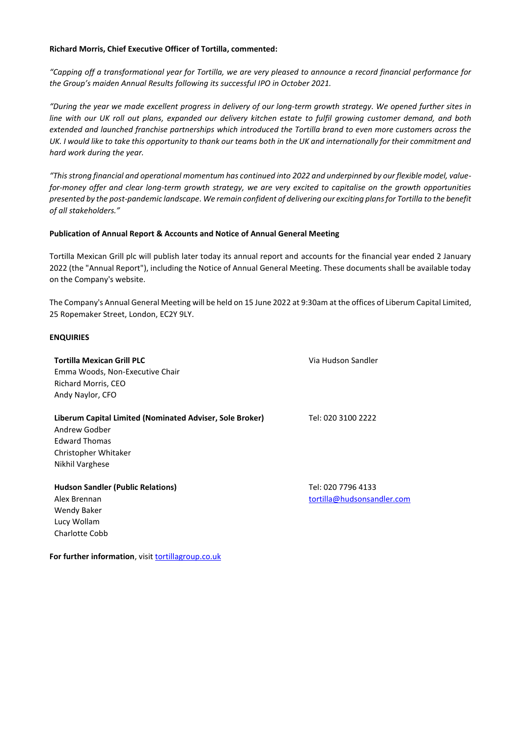**Richard Morris, Chief Executive Officer of Tortilla, commented:**

*"Capping off a transformational year for Tortilla, we are very pleased to announce a record financial performance for the Group's maiden Annual Results following its successful IPO in October 2021.*

*"During the year we made excellent progress in delivery of our long-term growth strategy. We opened further sites in line with our UK roll out plans, expanded our delivery kitchen estate to fulfil growing customer demand, and both extended and launched franchise partnerships which introduced the Tortilla brand to even more customers across the UK. I would like to take this opportunity to thank our teams both in the UK and internationally for their commitment and hard work during the year.*

*"This strong financial and operational momentum has continued into 2022 and underpinned by our flexible model, value-for-money offer and clear long-term growth strategy, we are very excited to capitalise on the growth opportunities presented by the post-pandemic landscape. We remain confident of delivering our exciting plans for Tortilla to the benefit of all stakeholders."*

**Publication of Annual Report & Accounts and Notice of Annual General Meeting**

Tortilla Mexican Grill plc will publish later today its annual report and accounts for the financial year ended 2 January 2022 (the "Annual Report"), including the Notice of Annual General Meeting. These documents shall be available today on the Company's website.

The Company's Annual General Meeting will be held on 15 June 2022 at 9:30am at the offices of Liberum Capital Limited, 25 Ropemaker Street, London, EC2Y 9LY.

**ENQUIRIES**

| | |
|---|---|
| **Tortilla Mexican Grill PLC**<br>Emma Woods, Non-Executive Chair<br>Richard Morris, CEO<br>Andy Naylor, CFO | Via Hudson Sandler |
| **Liberum Capital Limited (Nominated Adviser, Sole Broker)**<br>Andrew Godber<br>Edward Thomas<br>Christopher Whitaker<br>Nikhil Varghese | Tel: 020 3100 2222 |
| **Hudson Sandler (Public Relations)**<br>Alex Brennan<br>Wendy Baker<br>Lucy Wollam<br>Charlotte Cobb | Tel: 020 7796 4133<br>tortilla@hudsonsandler.com |

**For further information**, visit tortillagroup.co.uk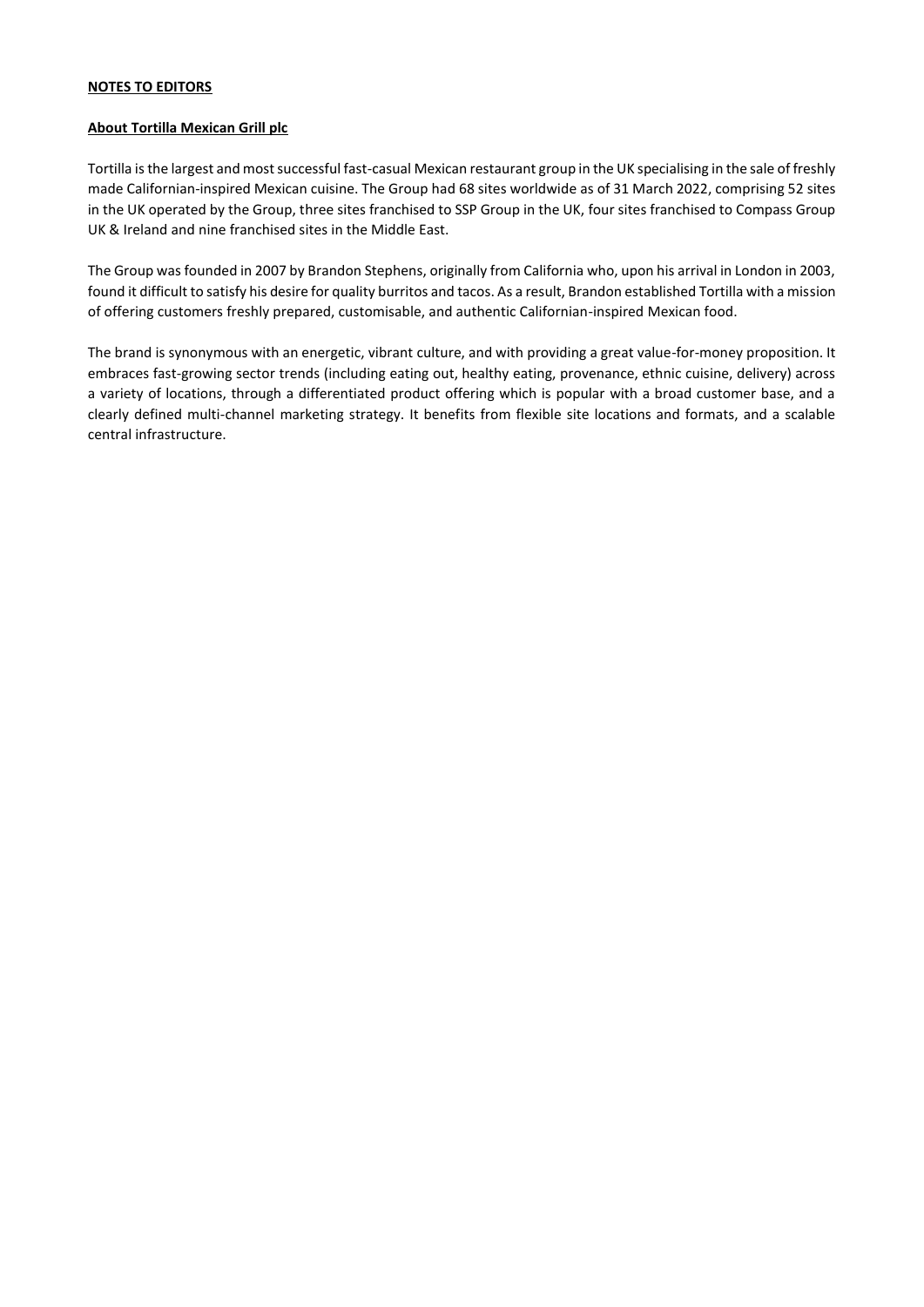**NOTES TO EDITORS**

**About Tortilla Mexican Grill plc**

Tortilla is the largest and most successful fast-casual Mexican restaurant group in the UK specialising in the sale of freshly made Californian-inspired Mexican cuisine. The Group had 68 sites worldwide as of 31 March 2022, comprising 52 sites in the UK operated by the Group, three sites franchised to SSP Group in the UK, four sites franchised to Compass Group UK & Ireland and nine franchised sites in the Middle East.

The Group was founded in 2007 by Brandon Stephens, originally from California who, upon his arrival in London in 2003, found it difficult to satisfy his desire for quality burritos and tacos. As a result, Brandon established Tortilla with a mission of offering customers freshly prepared, customisable, and authentic Californian-inspired Mexican food.

The brand is synonymous with an energetic, vibrant culture, and with providing a great value-for-money proposition. It embraces fast-growing sector trends (including eating out, healthy eating, provenance, ethnic cuisine, delivery) across a variety of locations, through a differentiated product offering which is popular with a broad customer base, and a clearly defined multi-channel marketing strategy. It benefits from flexible site locations and formats, and a scalable central infrastructure.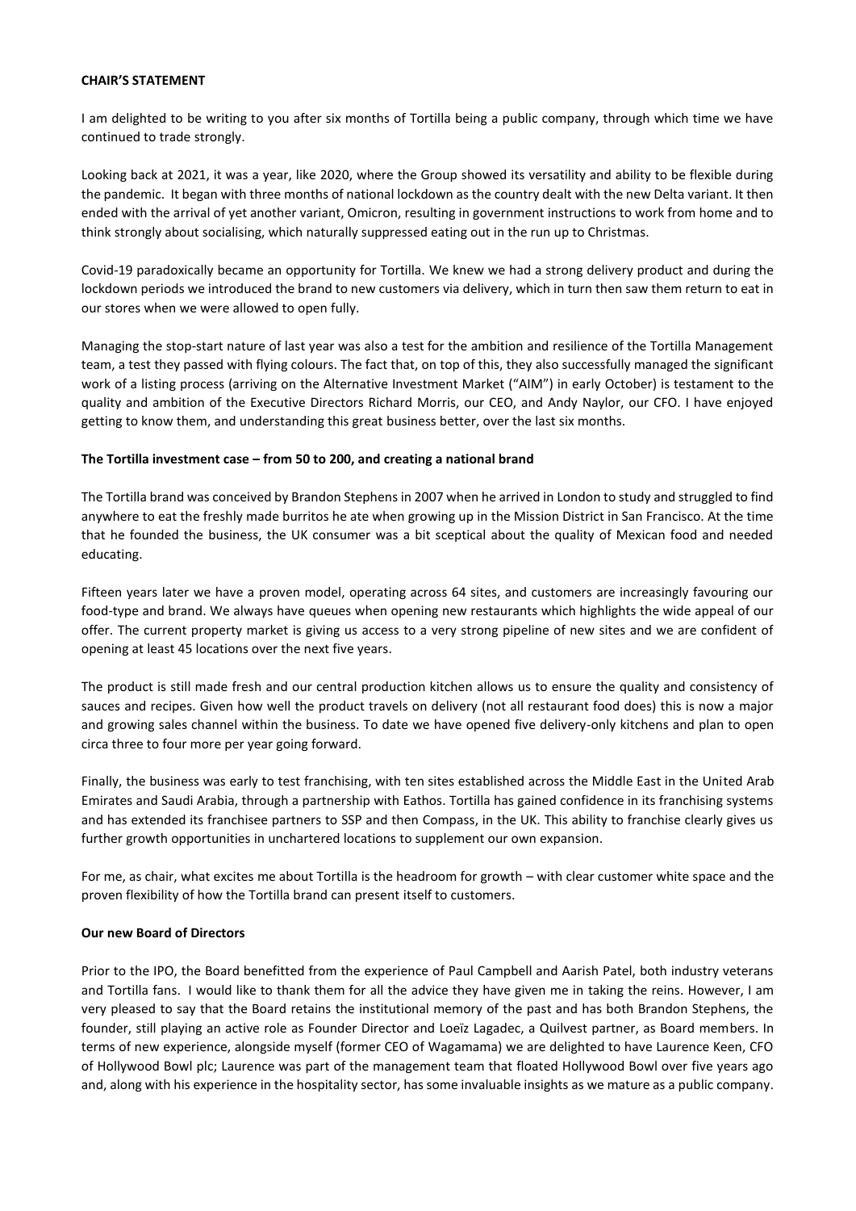**CHAIR'S STATEMENT**

I am delighted to be writing to you after six months of Tortilla being a public company, through which time we have continued to trade strongly.

Looking back at 2021, it was a year, like 2020, where the Group showed its versatility and ability to be flexible during the pandemic. It began with three months of national lockdown as the country dealt with the new Delta variant. It then ended with the arrival of yet another variant, Omicron, resulting in government instructions to work from home and to think strongly about socialising, which naturally suppressed eating out in the run up to Christmas.

Covid-19 paradoxically became an opportunity for Tortilla. We knew we had a strong delivery product and during the lockdown periods we introduced the brand to new customers via delivery, which in turn then saw them return to eat in our stores when we were allowed to open fully.

Managing the stop-start nature of last year was also a test for the ambition and resilience of the Tortilla Management team, a test they passed with flying colours. The fact that, on top of this, they also successfully managed the significant work of a listing process (arriving on the Alternative Investment Market ("AIM") in early October) is testament to the quality and ambition of the Executive Directors Richard Morris, our CEO, and Andy Naylor, our CFO. I have enjoyed getting to know them, and understanding this great business better, over the last six months.

**The Tortilla investment case – from 50 to 200, and creating a national brand**

The Tortilla brand was conceived by Brandon Stephens in 2007 when he arrived in London to study and struggled to find anywhere to eat the freshly made burritos he ate when growing up in the Mission District in San Francisco. At the time that he founded the business, the UK consumer was a bit sceptical about the quality of Mexican food and needed educating.

Fifteen years later we have a proven model, operating across 64 sites, and customers are increasingly favouring our food-type and brand. We always have queues when opening new restaurants which highlights the wide appeal of our offer. The current property market is giving us access to a very strong pipeline of new sites and we are confident of opening at least 45 locations over the next five years.

The product is still made fresh and our central production kitchen allows us to ensure the quality and consistency of sauces and recipes. Given how well the product travels on delivery (not all restaurant food does) this is now a major and growing sales channel within the business. To date we have opened five delivery-only kitchens and plan to open circa three to four more per year going forward.

Finally, the business was early to test franchising, with ten sites established across the Middle East in the United Arab Emirates and Saudi Arabia, through a partnership with Eathos. Tortilla has gained confidence in its franchising systems and has extended its franchisee partners to SSP and then Compass, in the UK. This ability to franchise clearly gives us further growth opportunities in unchartered locations to supplement our own expansion.

For me, as chair, what excites me about Tortilla is the headroom for growth – with clear customer white space and the proven flexibility of how the Tortilla brand can present itself to customers.

**Our new Board of Directors**

Prior to the IPO, the Board benefitted from the experience of Paul Campbell and Aarish Patel, both industry veterans and Tortilla fans. I would like to thank them for all the advice they have given me in taking the reins. However, I am very pleased to say that the Board retains the institutional memory of the past and has both Brandon Stephens, the founder, still playing an active role as Founder Director and Loeïz Lagadec, a Quilvest partner, as Board members. In terms of new experience, alongside myself (former CEO of Wagamama) we are delighted to have Laurence Keen, CFO of Hollywood Bowl plc; Laurence was part of the management team that floated Hollywood Bowl over five years ago and, along with his experience in the hospitality sector, has some invaluable insights as we mature as a public company.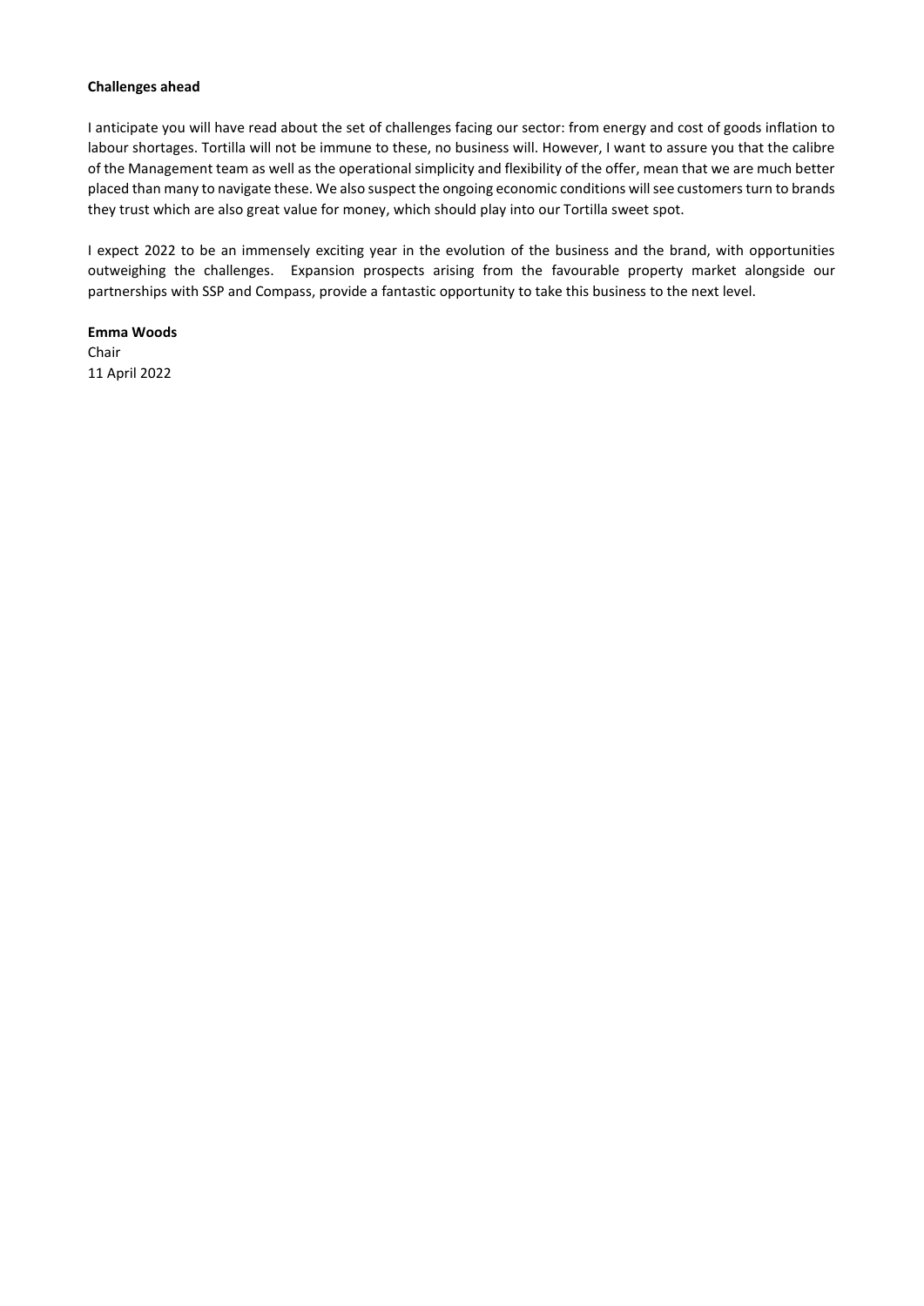**Challenges ahead**

I anticipate you will have read about the set of challenges facing our sector: from energy and cost of goods inflation to labour shortages. Tortilla will not be immune to these, no business will. However, I want to assure you that the calibre of the Management team as well as the operational simplicity and flexibility of the offer, mean that we are much better placed than many to navigate these. We also suspect the ongoing economic conditions will see customers turn to brands they trust which are also great value for money, which should play into our Tortilla sweet spot.

I expect 2022 to be an immensely exciting year in the evolution of the business and the brand, with opportunities outweighing the challenges. Expansion prospects arising from the favourable property market alongside our partnerships with SSP and Compass, provide a fantastic opportunity to take this business to the next level.

**Emma Woods**
Chair
11 April 2022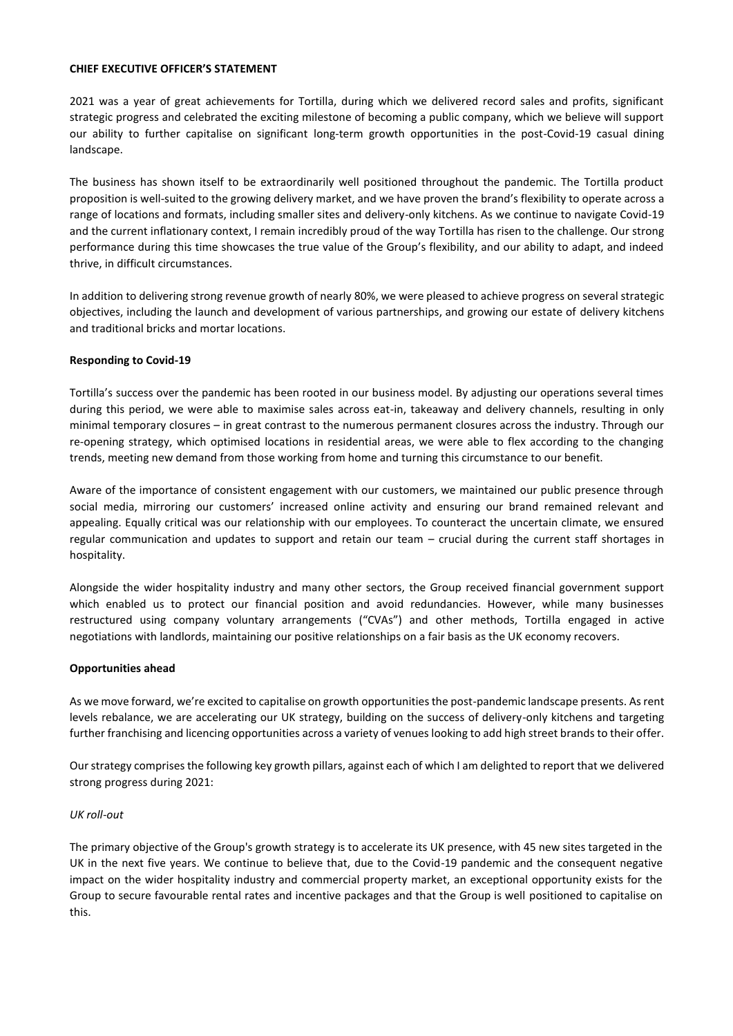**CHIEF EXECUTIVE OFFICER'S STATEMENT**

2021 was a year of great achievements for Tortilla, during which we delivered record sales and profits, significant strategic progress and celebrated the exciting milestone of becoming a public company, which we believe will support our ability to further capitalise on significant long-term growth opportunities in the post-Covid-19 casual dining landscape.

The business has shown itself to be extraordinarily well positioned throughout the pandemic. The Tortilla product proposition is well-suited to the growing delivery market, and we have proven the brand's flexibility to operate across a range of locations and formats, including smaller sites and delivery-only kitchens. As we continue to navigate Covid-19 and the current inflationary context, I remain incredibly proud of the way Tortilla has risen to the challenge. Our strong performance during this time showcases the true value of the Group's flexibility, and our ability to adapt, and indeed thrive, in difficult circumstances.

In addition to delivering strong revenue growth of nearly 80%, we were pleased to achieve progress on several strategic objectives, including the launch and development of various partnerships, and growing our estate of delivery kitchens and traditional bricks and mortar locations.

**Responding to Covid-19**

Tortilla's success over the pandemic has been rooted in our business model. By adjusting our operations several times during this period, we were able to maximise sales across eat-in, takeaway and delivery channels, resulting in only minimal temporary closures – in great contrast to the numerous permanent closures across the industry. Through our re-opening strategy, which optimised locations in residential areas, we were able to flex according to the changing trends, meeting new demand from those working from home and turning this circumstance to our benefit.

Aware of the importance of consistent engagement with our customers, we maintained our public presence through social media, mirroring our customers' increased online activity and ensuring our brand remained relevant and appealing. Equally critical was our relationship with our employees. To counteract the uncertain climate, we ensured regular communication and updates to support and retain our team – crucial during the current staff shortages in hospitality.

Alongside the wider hospitality industry and many other sectors, the Group received financial government support which enabled us to protect our financial position and avoid redundancies. However, while many businesses restructured using company voluntary arrangements ("CVAs") and other methods, Tortilla engaged in active negotiations with landlords, maintaining our positive relationships on a fair basis as the UK economy recovers.

**Opportunities ahead**

As we move forward, we're excited to capitalise on growth opportunities the post-pandemic landscape presents. As rent levels rebalance, we are accelerating our UK strategy, building on the success of delivery-only kitchens and targeting further franchising and licencing opportunities across a variety of venues looking to add high street brands to their offer.

Our strategy comprises the following key growth pillars, against each of which I am delighted to report that we delivered strong progress during 2021:

*UK roll-out*

The primary objective of the Group's growth strategy is to accelerate its UK presence, with 45 new sites targeted in the UK in the next five years. We continue to believe that, due to the Covid-19 pandemic and the consequent negative impact on the wider hospitality industry and commercial property market, an exceptional opportunity exists for the Group to secure favourable rental rates and incentive packages and that the Group is well positioned to capitalise on this.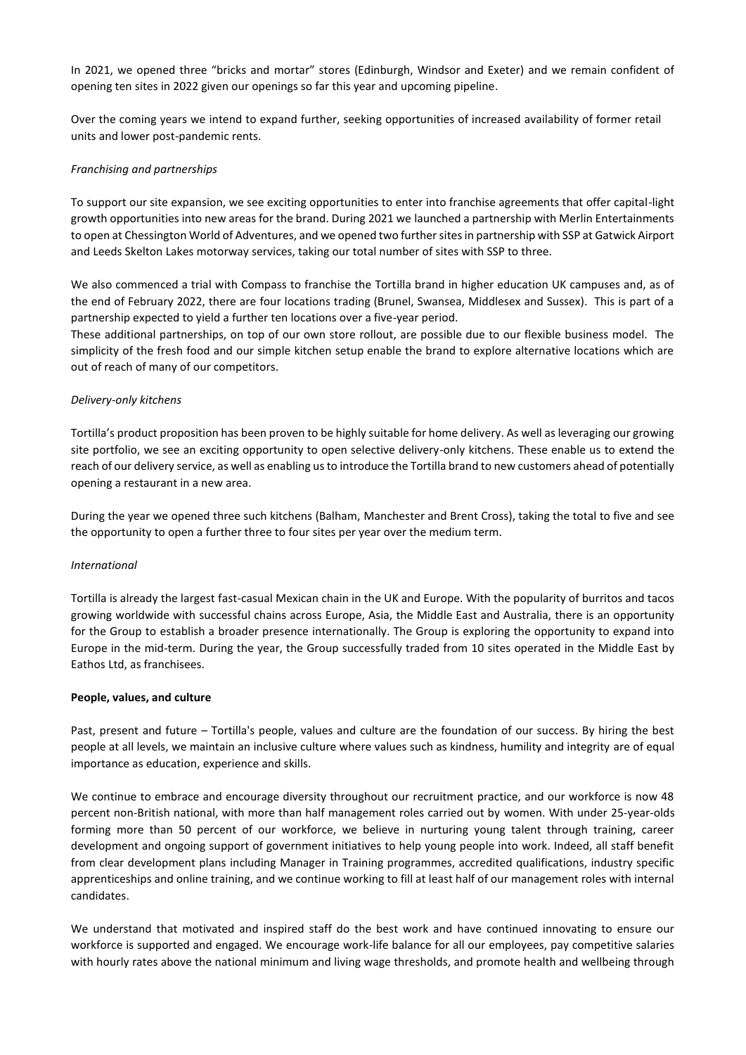In 2021, we opened three "bricks and mortar" stores (Edinburgh, Windsor and Exeter) and we remain confident of opening ten sites in 2022 given our openings so far this year and upcoming pipeline.

Over the coming years we intend to expand further, seeking opportunities of increased availability of former retail units and lower post-pandemic rents.

*Franchising and partnerships*

To support our site expansion, we see exciting opportunities to enter into franchise agreements that offer capital-light growth opportunities into new areas for the brand. During 2021 we launched a partnership with Merlin Entertainments to open at Chessington World of Adventures, and we opened two further sites in partnership with SSP at Gatwick Airport and Leeds Skelton Lakes motorway services, taking our total number of sites with SSP to three.

We also commenced a trial with Compass to franchise the Tortilla brand in higher education UK campuses and, as of the end of February 2022, there are four locations trading (Brunel, Swansea, Middlesex and Sussex). This is part of a partnership expected to yield a further ten locations over a five-year period.

These additional partnerships, on top of our own store rollout, are possible due to our flexible business model. The simplicity of the fresh food and our simple kitchen setup enable the brand to explore alternative locations which are out of reach of many of our competitors.

*Delivery-only kitchens*

Tortilla's product proposition has been proven to be highly suitable for home delivery. As well as leveraging our growing site portfolio, we see an exciting opportunity to open selective delivery-only kitchens. These enable us to extend the reach of our delivery service, as well as enabling us to introduce the Tortilla brand to new customers ahead of potentially opening a restaurant in a new area.

During the year we opened three such kitchens (Balham, Manchester and Brent Cross), taking the total to five and see the opportunity to open a further three to four sites per year over the medium term.

*International*

Tortilla is already the largest fast-casual Mexican chain in the UK and Europe. With the popularity of burritos and tacos growing worldwide with successful chains across Europe, Asia, the Middle East and Australia, there is an opportunity for the Group to establish a broader presence internationally. The Group is exploring the opportunity to expand into Europe in the mid-term. During the year, the Group successfully traded from 10 sites operated in the Middle East by Eathos Ltd, as franchisees.

**People, values, and culture**

Past, present and future – Tortilla's people, values and culture are the foundation of our success. By hiring the best people at all levels, we maintain an inclusive culture where values such as kindness, humility and integrity are of equal importance as education, experience and skills.

We continue to embrace and encourage diversity throughout our recruitment practice, and our workforce is now 48 percent non-British national, with more than half management roles carried out by women. With under 25-year-olds forming more than 50 percent of our workforce, we believe in nurturing young talent through training, career development and ongoing support of government initiatives to help young people into work. Indeed, all staff benefit from clear development plans including Manager in Training programmes, accredited qualifications, industry specific apprenticeships and online training, and we continue working to fill at least half of our management roles with internal candidates.

We understand that motivated and inspired staff do the best work and have continued innovating to ensure our workforce is supported and engaged. We encourage work-life balance for all our employees, pay competitive salaries with hourly rates above the national minimum and living wage thresholds, and promote health and wellbeing through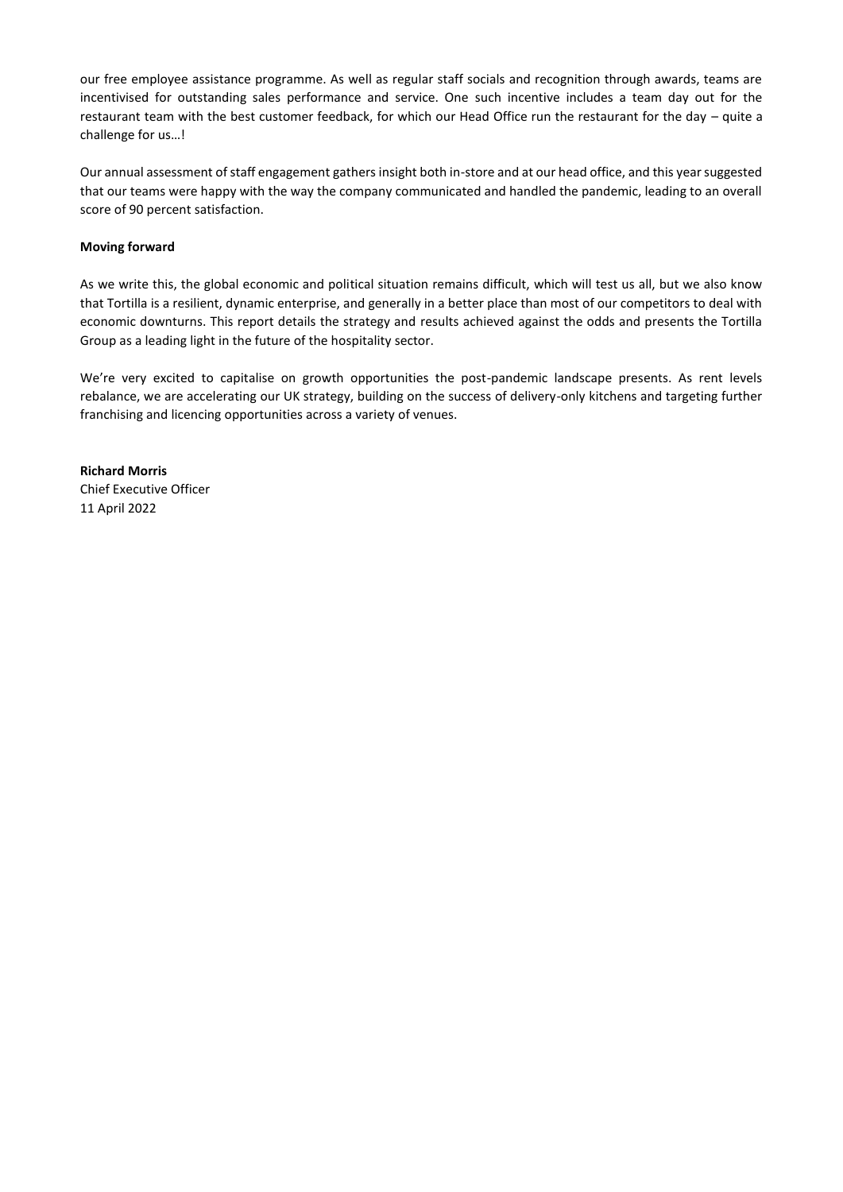our free employee assistance programme. As well as regular staff socials and recognition through awards, teams are incentivised for outstanding sales performance and service. One such incentive includes a team day out for the restaurant team with the best customer feedback, for which our Head Office run the restaurant for the day – quite a challenge for us…!

Our annual assessment of staff engagement gathers insight both in-store and at our head office, and this year suggested that our teams were happy with the way the company communicated and handled the pandemic, leading to an overall score of 90 percent satisfaction.

**Moving forward**

As we write this, the global economic and political situation remains difficult, which will test us all, but we also know that Tortilla is a resilient, dynamic enterprise, and generally in a better place than most of our competitors to deal with economic downturns. This report details the strategy and results achieved against the odds and presents the Tortilla Group as a leading light in the future of the hospitality sector.

We're very excited to capitalise on growth opportunities the post-pandemic landscape presents. As rent levels rebalance, we are accelerating our UK strategy, building on the success of delivery-only kitchens and targeting further franchising and licencing opportunities across a variety of venues.

**Richard Morris**
Chief Executive Officer
11 April 2022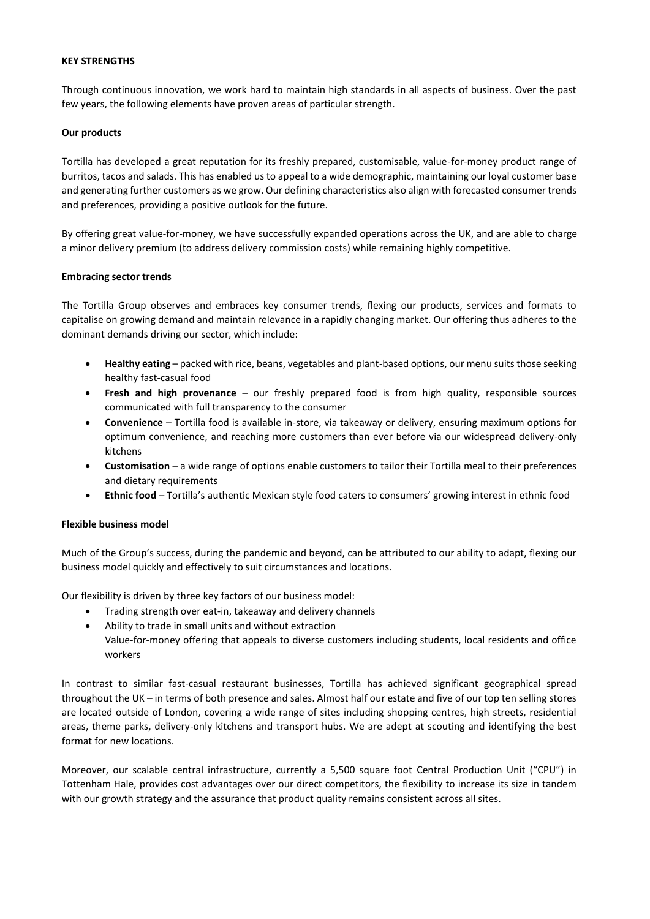**KEY STRENGTHS**

Through continuous innovation, we work hard to maintain high standards in all aspects of business. Over the past few years, the following elements have proven areas of particular strength.

**Our products**

Tortilla has developed a great reputation for its freshly prepared, customisable, value-for-money product range of burritos, tacos and salads. This has enabled us to appeal to a wide demographic, maintaining our loyal customer base and generating further customers as we grow. Our defining characteristics also align with forecasted consumer trends and preferences, providing a positive outlook for the future.

By offering great value-for-money, we have successfully expanded operations across the UK, and are able to charge a minor delivery premium (to address delivery commission costs) while remaining highly competitive.

**Embracing sector trends**

The Tortilla Group observes and embraces key consumer trends, flexing our products, services and formats to capitalise on growing demand and maintain relevance in a rapidly changing market. Our offering thus adheres to the dominant demands driving our sector, which include:

- **Healthy eating** – packed with rice, beans, vegetables and plant-based options, our menu suits those seeking healthy fast-casual food
- **Fresh and high provenance** – our freshly prepared food is from high quality, responsible sources communicated with full transparency to the consumer
- **Convenience** – Tortilla food is available in-store, via takeaway or delivery, ensuring maximum options for optimum convenience, and reaching more customers than ever before via our widespread delivery-only kitchens
- **Customisation** – a wide range of options enable customers to tailor their Tortilla meal to their preferences and dietary requirements
- **Ethnic food** – Tortilla's authentic Mexican style food caters to consumers' growing interest in ethnic food

**Flexible business model**

Much of the Group's success, during the pandemic and beyond, can be attributed to our ability to adapt, flexing our business model quickly and effectively to suit circumstances and locations.

Our flexibility is driven by three key factors of our business model:

- Trading strength over eat-in, takeaway and delivery channels
- Ability to trade in small units and without extraction
- Value-for-money offering that appeals to diverse customers including students, local residents and office workers

In contrast to similar fast-casual restaurant businesses, Tortilla has achieved significant geographical spread throughout the UK – in terms of both presence and sales. Almost half our estate and five of our top ten selling stores are located outside of London, covering a wide range of sites including shopping centres, high streets, residential areas, theme parks, delivery-only kitchens and transport hubs. We are adept at scouting and identifying the best format for new locations.

Moreover, our scalable central infrastructure, currently a 5,500 square foot Central Production Unit ("CPU") in Tottenham Hale, provides cost advantages over our direct competitors, the flexibility to increase its size in tandem with our growth strategy and the assurance that product quality remains consistent across all sites.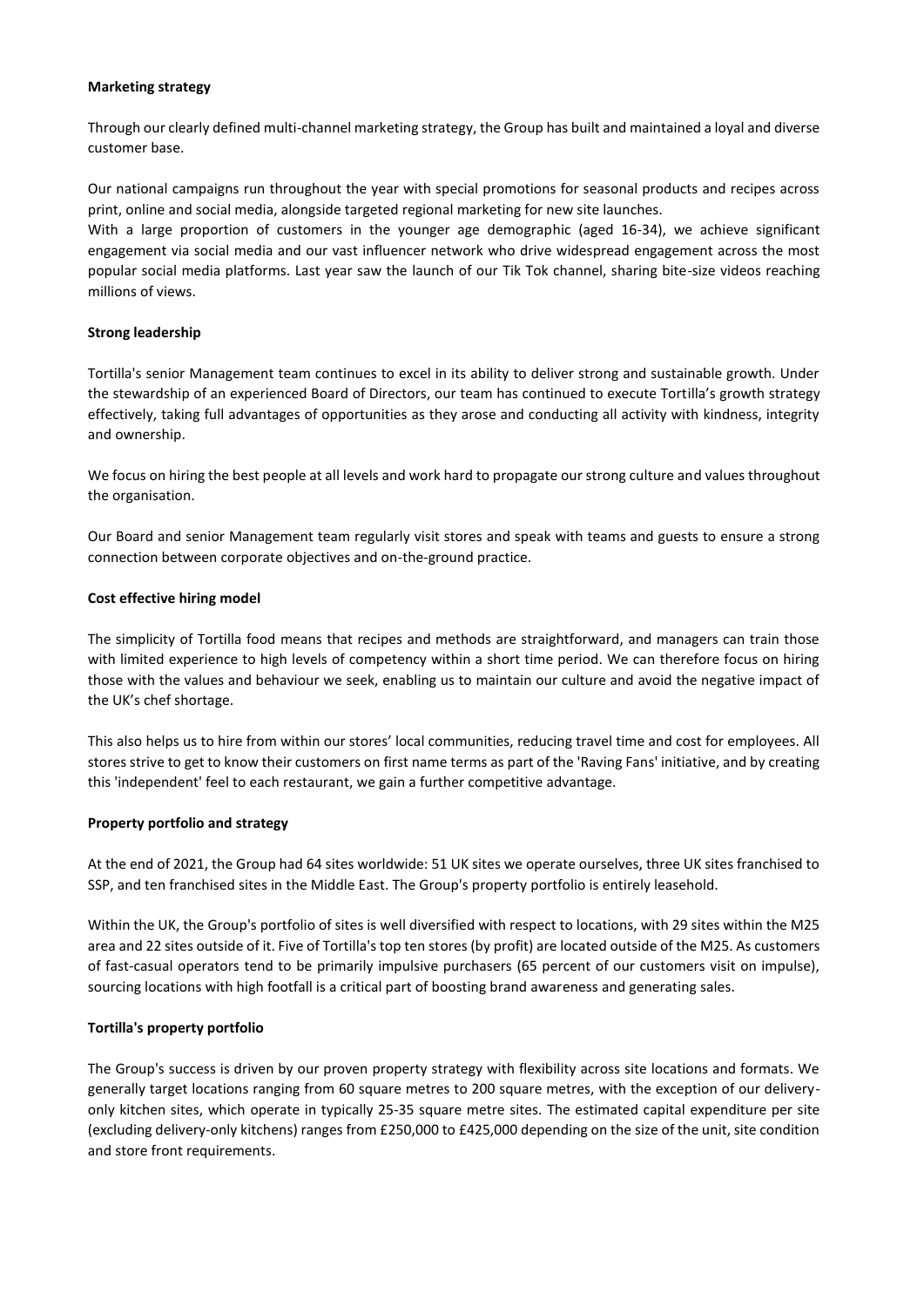**Marketing strategy**

Through our clearly defined multi-channel marketing strategy, the Group has built and maintained a loyal and diverse customer base.

Our national campaigns run throughout the year with special promotions for seasonal products and recipes across print, online and social media, alongside targeted regional marketing for new site launches.
With a large proportion of customers in the younger age demographic (aged 16-34), we achieve significant engagement via social media and our vast influencer network who drive widespread engagement across the most popular social media platforms. Last year saw the launch of our Tik Tok channel, sharing bite-size videos reaching millions of views.

**Strong leadership**

Tortilla's senior Management team continues to excel in its ability to deliver strong and sustainable growth. Under the stewardship of an experienced Board of Directors, our team has continued to execute Tortilla's growth strategy effectively, taking full advantages of opportunities as they arose and conducting all activity with kindness, integrity and ownership.

We focus on hiring the best people at all levels and work hard to propagate our strong culture and values throughout the organisation.

Our Board and senior Management team regularly visit stores and speak with teams and guests to ensure a strong connection between corporate objectives and on-the-ground practice.

**Cost effective hiring model**

The simplicity of Tortilla food means that recipes and methods are straightforward, and managers can train those with limited experience to high levels of competency within a short time period. We can therefore focus on hiring those with the values and behaviour we seek, enabling us to maintain our culture and avoid the negative impact of the UK's chef shortage.

This also helps us to hire from within our stores' local communities, reducing travel time and cost for employees. All stores strive to get to know their customers on first name terms as part of the 'Raving Fans' initiative, and by creating this 'independent' feel to each restaurant, we gain a further competitive advantage.

**Property portfolio and strategy**

At the end of 2021, the Group had 64 sites worldwide: 51 UK sites we operate ourselves, three UK sites franchised to SSP, and ten franchised sites in the Middle East. The Group's property portfolio is entirely leasehold.

Within the UK, the Group's portfolio of sites is well diversified with respect to locations, with 29 sites within the M25 area and 22 sites outside of it. Five of Tortilla's top ten stores (by profit) are located outside of the M25. As customers of fast-casual operators tend to be primarily impulsive purchasers (65 percent of our customers visit on impulse), sourcing locations with high footfall is a critical part of boosting brand awareness and generating sales.

**Tortilla's property portfolio**

The Group's success is driven by our proven property strategy with flexibility across site locations and formats. We generally target locations ranging from 60 square metres to 200 square metres, with the exception of our delivery-only kitchen sites, which operate in typically 25-35 square metre sites. The estimated capital expenditure per site (excluding delivery-only kitchens) ranges from £250,000 to £425,000 depending on the size of the unit, site condition and store front requirements.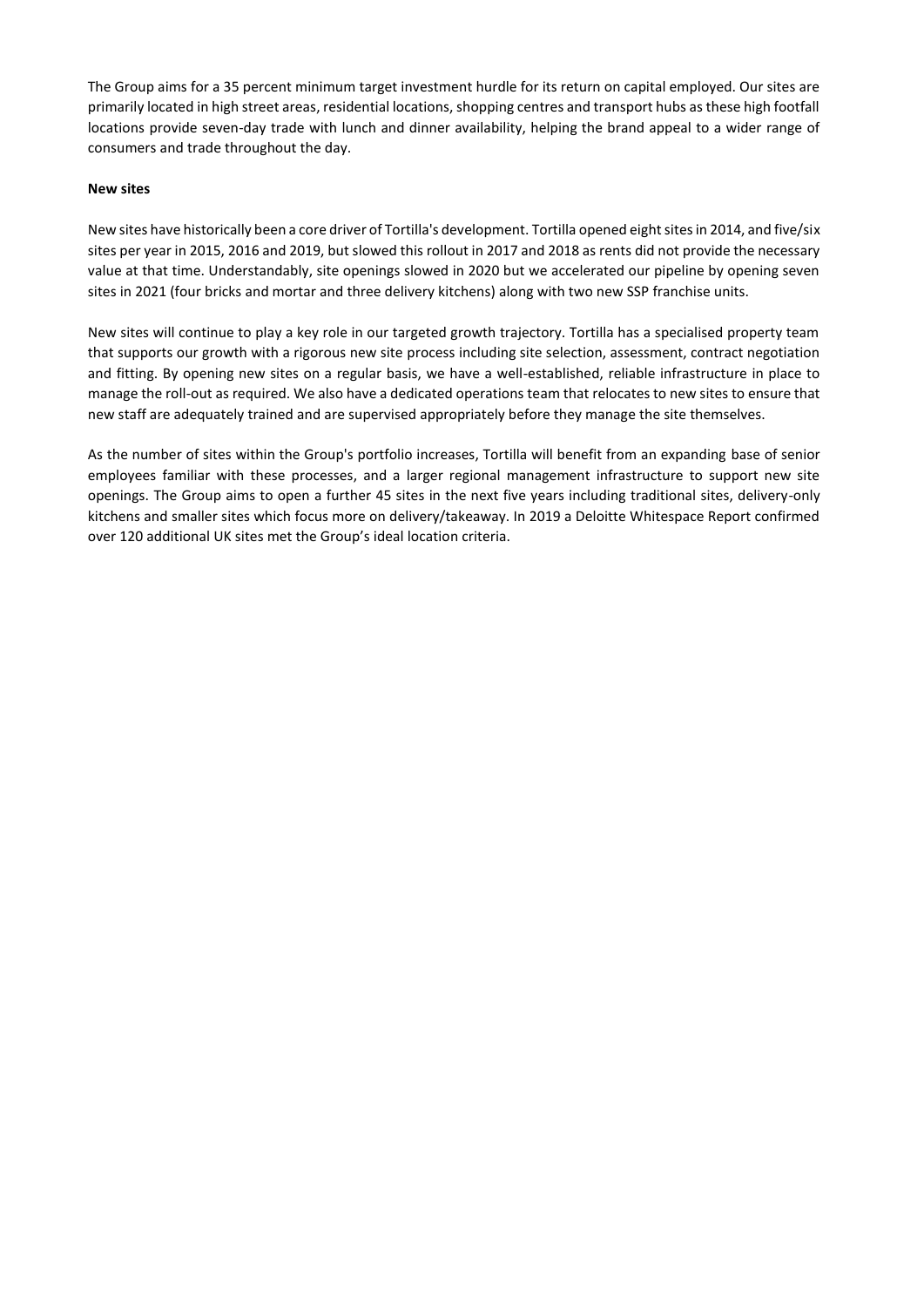The Group aims for a 35 percent minimum target investment hurdle for its return on capital employed. Our sites are primarily located in high street areas, residential locations, shopping centres and transport hubs as these high footfall locations provide seven-day trade with lunch and dinner availability, helping the brand appeal to a wider range of consumers and trade throughout the day.

**New sites**

New sites have historically been a core driver of Tortilla's development. Tortilla opened eight sites in 2014, and five/six sites per year in 2015, 2016 and 2019, but slowed this rollout in 2017 and 2018 as rents did not provide the necessary value at that time. Understandably, site openings slowed in 2020 but we accelerated our pipeline by opening seven sites in 2021 (four bricks and mortar and three delivery kitchens) along with two new SSP franchise units.

New sites will continue to play a key role in our targeted growth trajectory. Tortilla has a specialised property team that supports our growth with a rigorous new site process including site selection, assessment, contract negotiation and fitting. By opening new sites on a regular basis, we have a well-established, reliable infrastructure in place to manage the roll-out as required. We also have a dedicated operations team that relocates to new sites to ensure that new staff are adequately trained and are supervised appropriately before they manage the site themselves.

As the number of sites within the Group's portfolio increases, Tortilla will benefit from an expanding base of senior employees familiar with these processes, and a larger regional management infrastructure to support new site openings. The Group aims to open a further 45 sites in the next five years including traditional sites, delivery-only kitchens and smaller sites which focus more on delivery/takeaway. In 2019 a Deloitte Whitespace Report confirmed over 120 additional UK sites met the Group's ideal location criteria.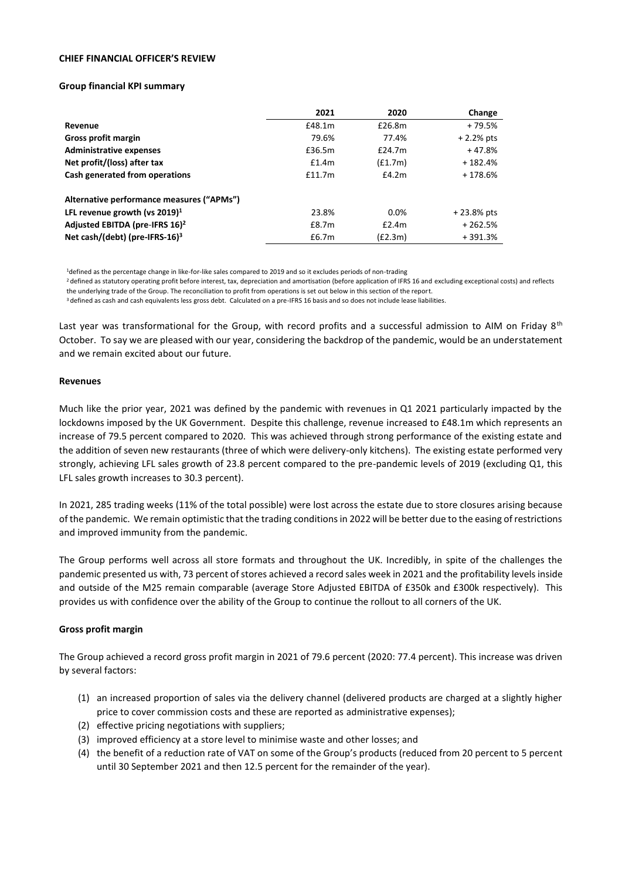**CHIEF FINANCIAL OFFICER'S REVIEW**

**Group financial KPI summary**

| | 2021 | 2020 | Change |
|---|---|---|---|
| **Revenue** | £48.1m | £26.8m | + 79.5% |
| **Gross profit margin** | 79.6% | 77.4% | + 2.2% pts |
| **Administrative expenses** | £36.5m | £24.7m | + 47.8% |
| **Net profit/(loss) after tax** | £1.4m | (£1.7m) | + 182.4% |
| **Cash generated from operations** | £11.7m | £4.2m | + 178.6% |
| | | | |
| **Alternative performance measures ("APMs")** | | | |
| **LFL revenue growth (vs 2019)[1]** | 23.8% | 0.0% | + 23.8% pts |
| **Adjusted EBITDA (pre-IFRS 16)[2]** | £8.7m | £2.4m | + 262.5% |
| **Net cash/(debt) (pre-IFRS-16)[3]** | £6.7m | (£2.3m) | + 391.3% |

[1]defined as the percentage change in like-for-like sales compared to 2019 and so it excludes periods of non-trading

[2]defined as statutory operating profit before interest, tax, depreciation and amortisation (before application of IFRS 16 and excluding exceptional costs) and reflects the underlying trade of the Group. The reconciliation to profit from operations is set out below in this section of the report.

[3]defined as cash and cash equivalents less gross debt. Calculated on a pre-IFRS 16 basis and so does not include lease liabilities.

Last year was transformational for the Group, with record profits and a successful admission to AIM on Friday 8th October. To say we are pleased with our year, considering the backdrop of the pandemic, would be an understatement and we remain excited about our future.

**Revenues**

Much like the prior year, 2021 was defined by the pandemic with revenues in Q1 2021 particularly impacted by the lockdowns imposed by the UK Government. Despite this challenge, revenue increased to £48.1m which represents an increase of 79.5 percent compared to 2020. This was achieved through strong performance of the existing estate and the addition of seven new restaurants (three of which were delivery-only kitchens). The existing estate performed very strongly, achieving LFL sales growth of 23.8 percent compared to the pre-pandemic levels of 2019 (excluding Q1, this LFL sales growth increases to 30.3 percent).

In 2021, 285 trading weeks (11% of the total possible) were lost across the estate due to store closures arising because of the pandemic. We remain optimistic that the trading conditions in 2022 will be better due to the easing of restrictions and improved immunity from the pandemic.

The Group performs well across all store formats and throughout the UK. Incredibly, in spite of the challenges the pandemic presented us with, 73 percent of stores achieved a record sales week in 2021 and the profitability levels inside and outside of the M25 remain comparable (average Store Adjusted EBITDA of £350k and £300k respectively). This provides us with confidence over the ability of the Group to continue the rollout to all corners of the UK.

**Gross profit margin**

The Group achieved a record gross profit margin in 2021 of 79.6 percent (2020: 77.4 percent). This increase was driven by several factors:

(1) an increased proportion of sales via the delivery channel (delivered products are charged at a slightly higher price to cover commission costs and these are reported as administrative expenses);
(2) effective pricing negotiations with suppliers;
(3) improved efficiency at a store level to minimise waste and other losses; and
(4) the benefit of a reduction rate of VAT on some of the Group's products (reduced from 20 percent to 5 percent until 30 September 2021 and then 12.5 percent for the remainder of the year).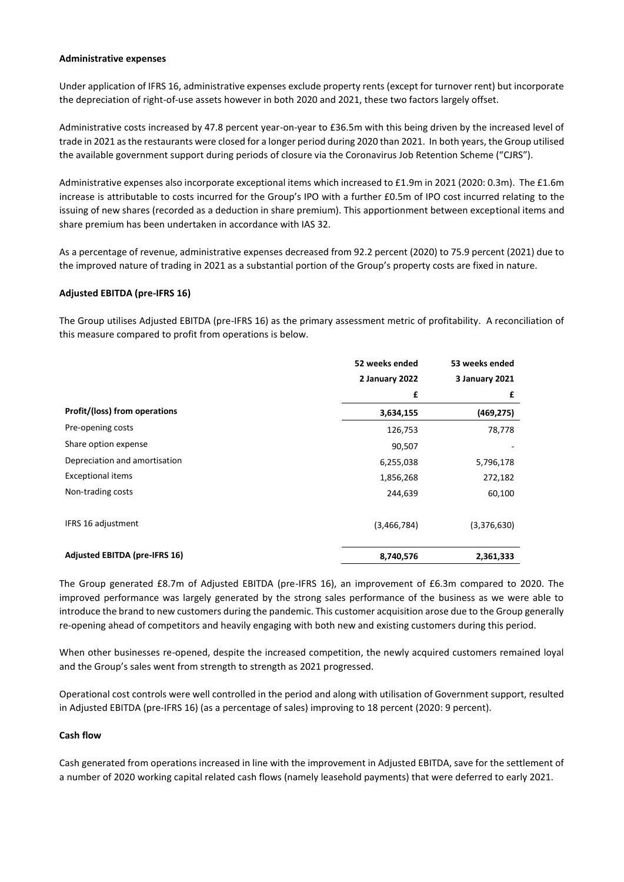**Administrative expenses**

Under application of IFRS 16, administrative expenses exclude property rents (except for turnover rent) but incorporate the depreciation of right-of-use assets however in both 2020 and 2021, these two factors largely offset.

Administrative costs increased by 47.8 percent year-on-year to £36.5m with this being driven by the increased level of trade in 2021 as the restaurants were closed for a longer period during 2020 than 2021. In both years, the Group utilised the available government support during periods of closure via the Coronavirus Job Retention Scheme ("CJRS").

Administrative expenses also incorporate exceptional items which increased to £1.9m in 2021 (2020: 0.3m). The £1.6m increase is attributable to costs incurred for the Group's IPO with a further £0.5m of IPO cost incurred relating to the issuing of new shares (recorded as a deduction in share premium). This apportionment between exceptional items and share premium has been undertaken in accordance with IAS 32.

As a percentage of revenue, administrative expenses decreased from 92.2 percent (2020) to 75.9 percent (2021) due to the improved nature of trading in 2021 as a substantial portion of the Group's property costs are fixed in nature.

**Adjusted EBITDA (pre-IFRS 16)**

The Group utilises Adjusted EBITDA (pre-IFRS 16) as the primary assessment metric of profitability. A reconciliation of this measure compared to profit from operations is below.

| | 52 weeks ended 2 January 2022 | 53 weeks ended 3 January 2021 |
|---|---|---|
| | £ | £ |
| **Profit/(loss) from operations** | **3,634,155** | **(469,275)** |
| Pre-opening costs | 126,753 | 78,778 |
| Share option expense | 90,507 | - |
| Depreciation and amortisation | 6,255,038 | 5,796,178 |
| Exceptional items | 1,856,268 | 272,182 |
| Non-trading costs | 244,639 | 60,100 |
| IFRS 16 adjustment | (3,466,784) | (3,376,630) |
| **Adjusted EBITDA (pre-IFRS 16)** | **8,740,576** | **2,361,333** |

The Group generated £8.7m of Adjusted EBITDA (pre-IFRS 16), an improvement of £6.3m compared to 2020. The improved performance was largely generated by the strong sales performance of the business as we were able to introduce the brand to new customers during the pandemic. This customer acquisition arose due to the Group generally re-opening ahead of competitors and heavily engaging with both new and existing customers during this period.

When other businesses re-opened, despite the increased competition, the newly acquired customers remained loyal and the Group's sales went from strength to strength as 2021 progressed.

Operational cost controls were well controlled in the period and along with utilisation of Government support, resulted in Adjusted EBITDA (pre-IFRS 16) (as a percentage of sales) improving to 18 percent (2020: 9 percent).

**Cash flow**

Cash generated from operations increased in line with the improvement in Adjusted EBITDA, save for the settlement of a number of 2020 working capital related cash flows (namely leasehold payments) that were deferred to early 2021.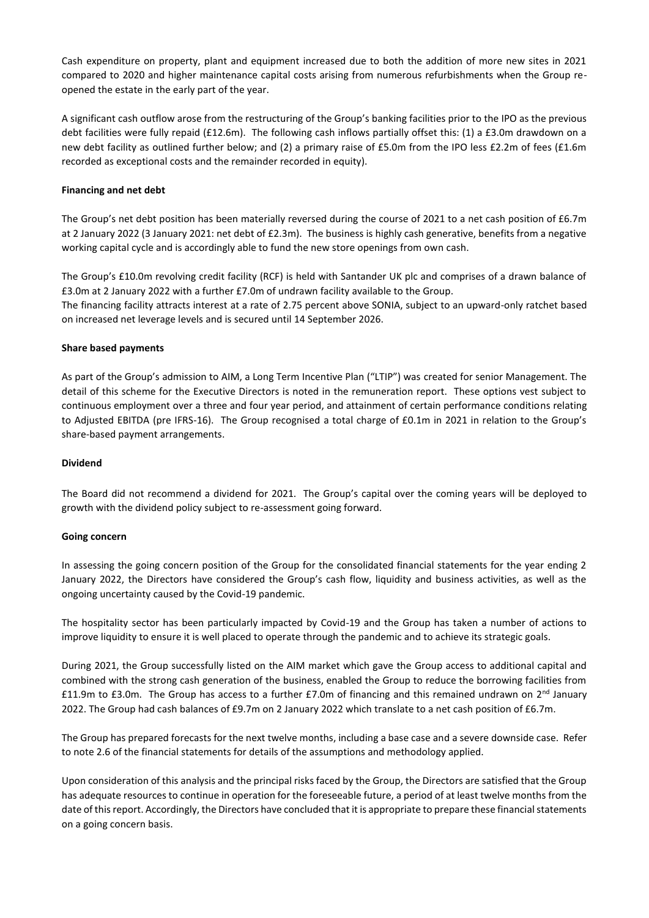Cash expenditure on property, plant and equipment increased due to both the addition of more new sites in 2021 compared to 2020 and higher maintenance capital costs arising from numerous refurbishments when the Group re-opened the estate in the early part of the year.

A significant cash outflow arose from the restructuring of the Group's banking facilities prior to the IPO as the previous debt facilities were fully repaid (£12.6m). The following cash inflows partially offset this: (1) a £3.0m drawdown on a new debt facility as outlined further below; and (2) a primary raise of £5.0m from the IPO less £2.2m of fees (£1.6m recorded as exceptional costs and the remainder recorded in equity).

**Financing and net debt**

The Group's net debt position has been materially reversed during the course of 2021 to a net cash position of £6.7m at 2 January 2022 (3 January 2021: net debt of £2.3m). The business is highly cash generative, benefits from a negative working capital cycle and is accordingly able to fund the new store openings from own cash.

The Group's £10.0m revolving credit facility (RCF) is held with Santander UK plc and comprises of a drawn balance of £3.0m at 2 January 2022 with a further £7.0m of undrawn facility available to the Group.
The financing facility attracts interest at a rate of 2.75 percent above SONIA, subject to an upward-only ratchet based on increased net leverage levels and is secured until 14 September 2026.

**Share based payments**

As part of the Group's admission to AIM, a Long Term Incentive Plan ("LTIP") was created for senior Management. The detail of this scheme for the Executive Directors is noted in the remuneration report. These options vest subject to continuous employment over a three and four year period, and attainment of certain performance conditions relating to Adjusted EBITDA (pre IFRS-16). The Group recognised a total charge of £0.1m in 2021 in relation to the Group's share-based payment arrangements.

**Dividend**

The Board did not recommend a dividend for 2021. The Group's capital over the coming years will be deployed to growth with the dividend policy subject to re-assessment going forward.

**Going concern**

In assessing the going concern position of the Group for the consolidated financial statements for the year ending 2 January 2022, the Directors have considered the Group's cash flow, liquidity and business activities, as well as the ongoing uncertainty caused by the Covid-19 pandemic.

The hospitality sector has been particularly impacted by Covid-19 and the Group has taken a number of actions to improve liquidity to ensure it is well placed to operate through the pandemic and to achieve its strategic goals.

During 2021, the Group successfully listed on the AIM market which gave the Group access to additional capital and combined with the strong cash generation of the business, enabled the Group to reduce the borrowing facilities from £11.9m to £3.0m. The Group has access to a further £7.0m of financing and this remained undrawn on 2nd January 2022. The Group had cash balances of £9.7m on 2 January 2022 which translate to a net cash position of £6.7m.

The Group has prepared forecasts for the next twelve months, including a base case and a severe downside case. Refer to note 2.6 of the financial statements for details of the assumptions and methodology applied.

Upon consideration of this analysis and the principal risks faced by the Group, the Directors are satisfied that the Group has adequate resources to continue in operation for the foreseeable future, a period of at least twelve months from the date of this report. Accordingly, the Directors have concluded that it is appropriate to prepare these financial statements on a going concern basis.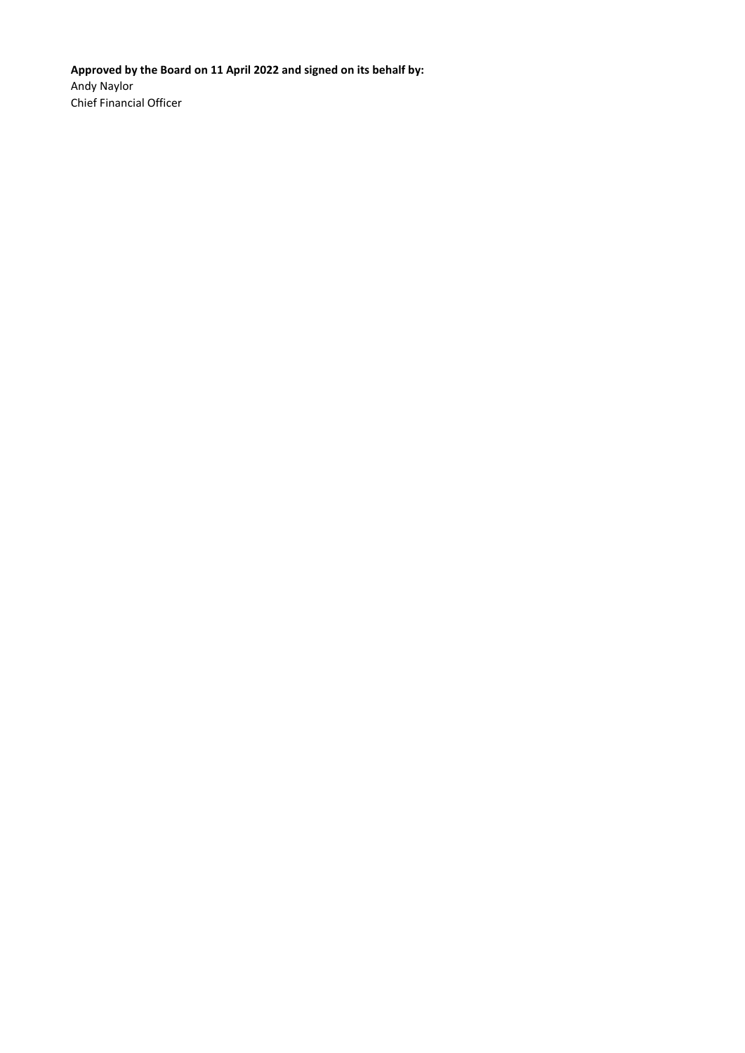**Approved by the Board on 11 April 2022 and signed on its behalf by:**
Andy Naylor
Chief Financial Officer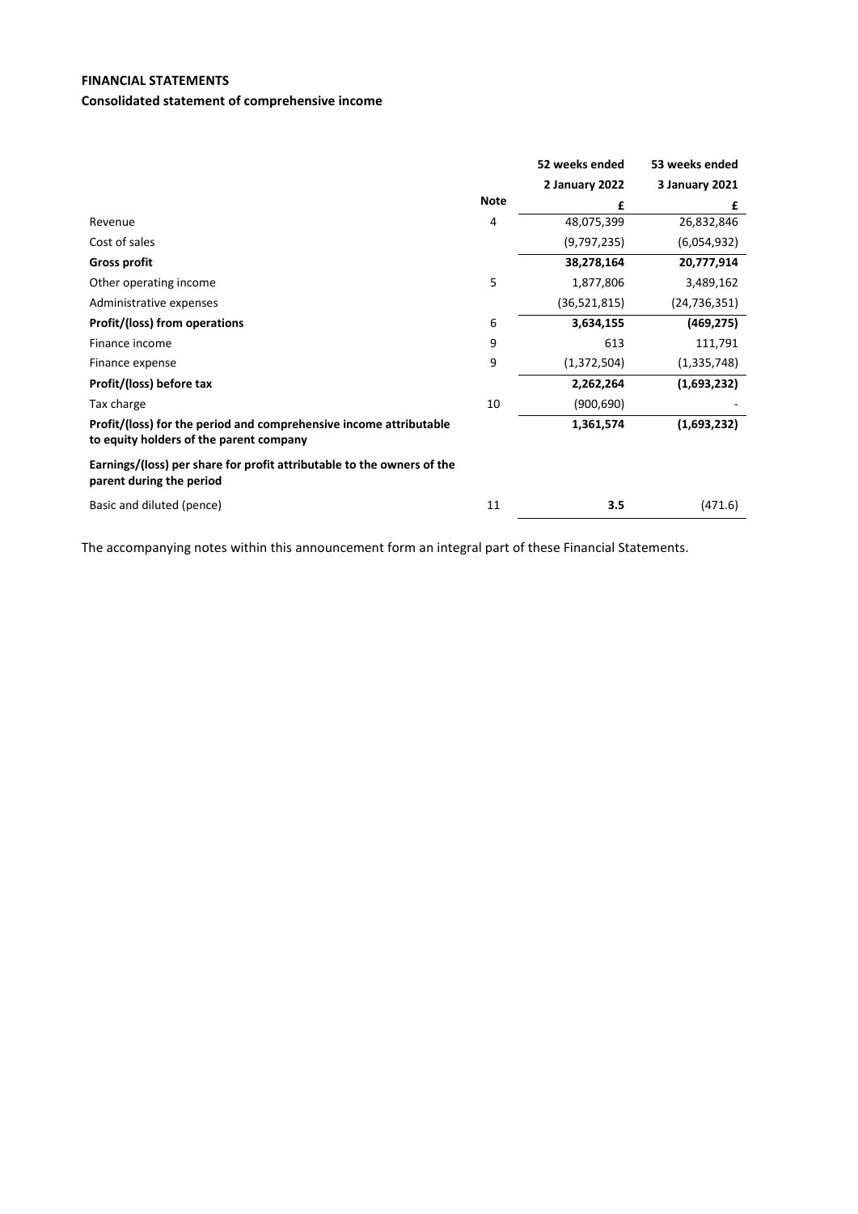**FINANCIAL STATEMENTS**

**Consolidated statement of comprehensive income**

| | Note | 52 weeks ended 2 January 2022 £ | 53 weeks ended 3 January 2021 £ |
|---|---|---|---|
| Revenue | 4 | 48,075,399 | 26,832,846 |
| Cost of sales | | (9,797,235) | (6,054,932) |
| **Gross profit** | | **38,278,164** | **20,777,914** |
| Other operating income | 5 | 1,877,806 | 3,489,162 |
| Administrative expenses | | (36,521,815) | (24,736,351) |
| **Profit/(loss) from operations** | 6 | **3,634,155** | **(469,275)** |
| Finance income | 9 | 613 | 111,791 |
| Finance expense | 9 | (1,372,504) | (1,335,748) |
| **Profit/(loss) before tax** | | **2,262,264** | **(1,693,232)** |
| Tax charge | 10 | (900,690) | - |
| **Profit/(loss) for the period and comprehensive income attributable to equity holders of the parent company** | | **1,361,574** | **(1,693,232)** |
| **Earnings/(loss) per share for profit attributable to the owners of the parent during the period** | | | |
| Basic and diluted (pence) | 11 | **3.5** | (471.6) |

The accompanying notes within this announcement form an integral part of these Financial Statements.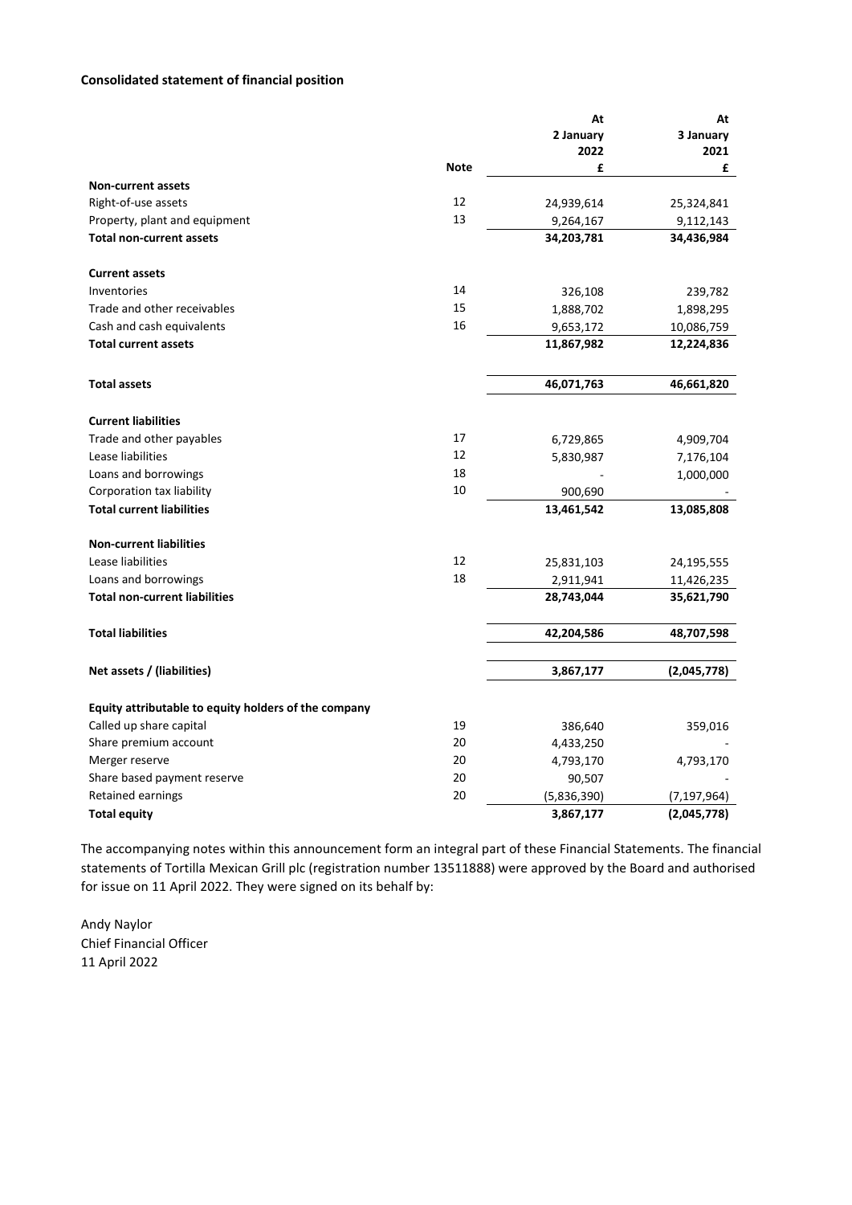**Consolidated statement of financial position**

| | Note | At 2 January 2022 £ | At 3 January 2021 £ |
|---|---|---|---|
| **Non-current assets** | | | |
| Right-of-use assets | 12 | 24,939,614 | 25,324,841 |
| Property, plant and equipment | 13 | 9,264,167 | 9,112,143 |
| **Total non-current assets** | | **34,203,781** | **34,436,984** |
| | | | |
| **Current assets** | | | |
| Inventories | 14 | 326,108 | 239,782 |
| Trade and other receivables | 15 | 1,888,702 | 1,898,295 |
| Cash and cash equivalents | 16 | 9,653,172 | 10,086,759 |
| **Total current assets** | | **11,867,982** | **12,224,836** |
| | | | |
| **Total assets** | | **46,071,763** | **46,661,820** |
| | | | |
| **Current liabilities** | | | |
| Trade and other payables | 17 | 6,729,865 | 4,909,704 |
| Lease liabilities | 12 | 5,830,987 | 7,176,104 |
| Loans and borrowings | 18 | - | 1,000,000 |
| Corporation tax liability | 10 | 900,690 | - |
| **Total current liabilities** | | **13,461,542** | **13,085,808** |
| | | | |
| **Non-current liabilities** | | | |
| Lease liabilities | 12 | 25,831,103 | 24,195,555 |
| Loans and borrowings | 18 | 2,911,941 | 11,426,235 |
| **Total non-current liabilities** | | **28,743,044** | **35,621,790** |
| | | | |
| **Total liabilities** | | **42,204,586** | **48,707,598** |
| | | | |
| **Net assets / (liabilities)** | | **3,867,177** | **(2,045,778)** |
| | | | |
| **Equity attributable to equity holders of the company** | | | |
| Called up share capital | 19 | 386,640 | 359,016 |
| Share premium account | 20 | 4,433,250 | - |
| Merger reserve | 20 | 4,793,170 | 4,793,170 |
| Share based payment reserve | 20 | 90,507 | - |
| Retained earnings | 20 | (5,836,390) | (7,197,964) |
| **Total equity** | | **3,867,177** | **(2,045,778)** |

The accompanying notes within this announcement form an integral part of these Financial Statements. The financial statements of Tortilla Mexican Grill plc (registration number 13511888) were approved by the Board and authorised for issue on 11 April 2022. They were signed on its behalf by:

Andy Naylor
Chief Financial Officer
11 April 2022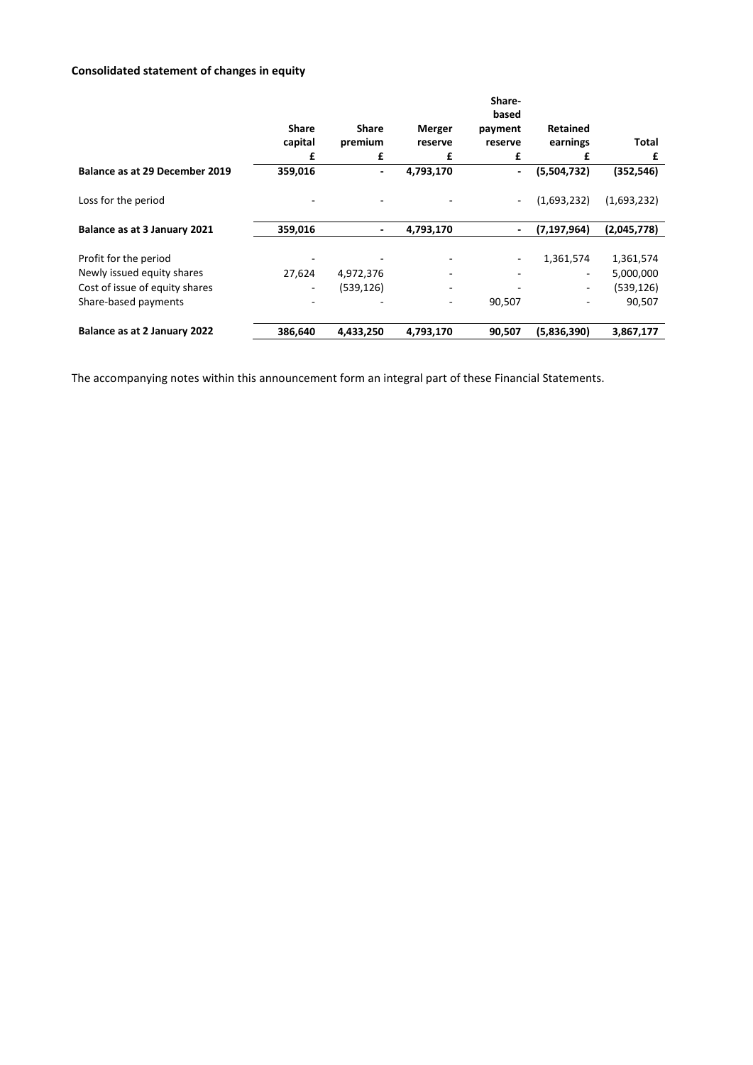**Consolidated statement of changes in equity**

| | Share capital | Share premium | Merger reserve | Share-based payment reserve | Retained earnings | Total |
|---|---|---|---|---|---|---|
| | £ | £ | £ | £ | £ | £ |
| **Balance as at 29 December 2019** | **359,016** | **-** | **4,793,170** | **-** | **(5,504,732)** | **(352,546)** |
| Loss for the period | - | - | - | - | (1,693,232) | (1,693,232) |
| **Balance as at 3 January 2021** | **359,016** | **-** | **4,793,170** | **-** | **(7,197,964)** | **(2,045,778)** |
| Profit for the period | - | - | - | - | 1,361,574 | 1,361,574 |
| Newly issued equity shares | 27,624 | 4,972,376 | - | - | - | 5,000,000 |
| Cost of issue of equity shares | - | (539,126) | - | - | - | (539,126) |
| Share-based payments | - | - | - | 90,507 | - | 90,507 |
| **Balance as at 2 January 2022** | **386,640** | **4,433,250** | **4,793,170** | **90,507** | **(5,836,390)** | **3,867,177** |

The accompanying notes within this announcement form an integral part of these Financial Statements.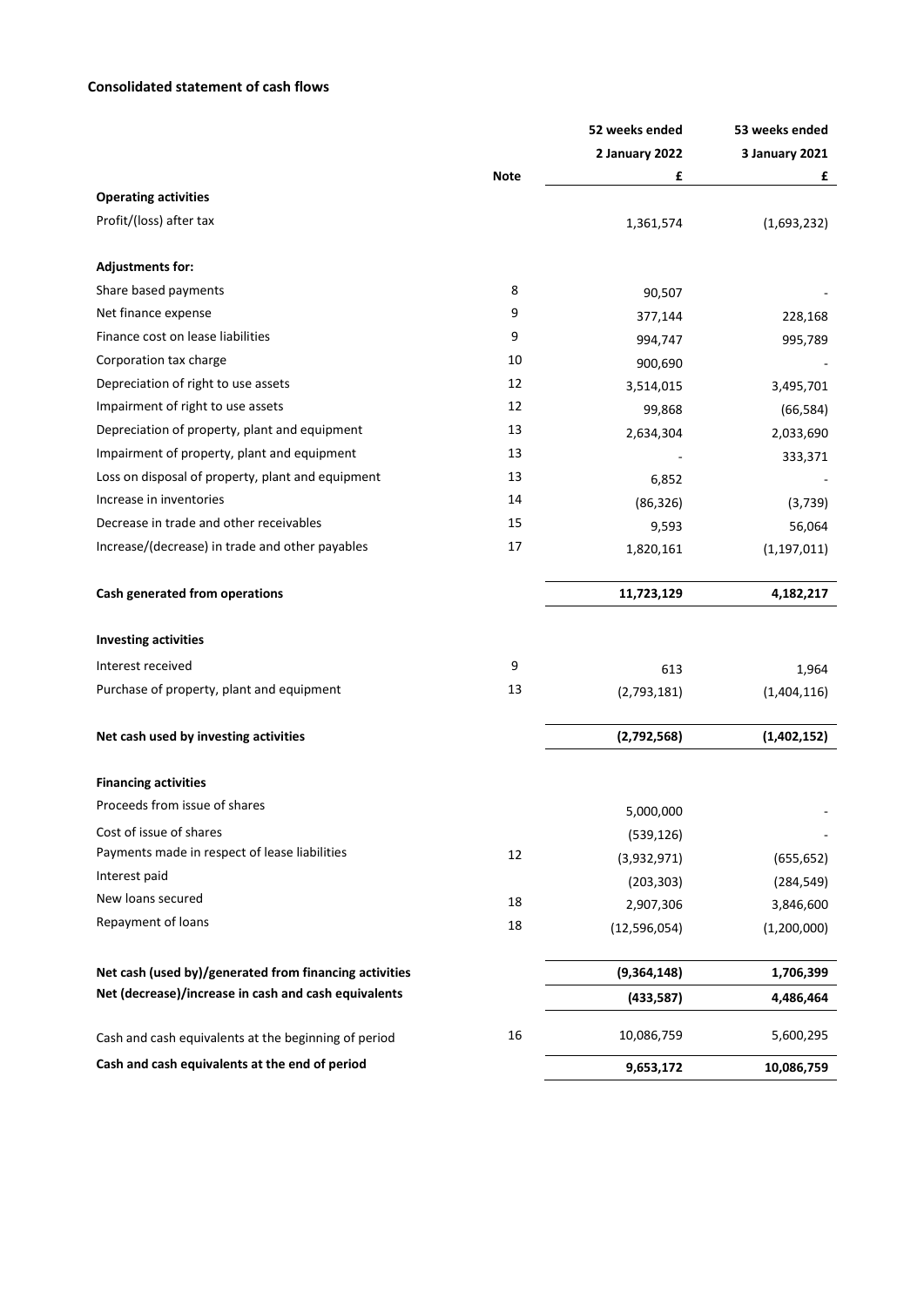## Consolidated statement of cash flows

| | Note | 52 weeks ended 2 January 2022 £ | 53 weeks ended 3 January 2021 £ |
|---|---|---|---|
| **Operating activities** | | | |
| Profit/(loss) after tax | | 1,361,574 | (1,693,232) |
| | | | |
| **Adjustments for:** | | | |
| Share based payments | 8 | 90,507 | - |
| Net finance expense | 9 | 377,144 | 228,168 |
| Finance cost on lease liabilities | 9 | 994,747 | 995,789 |
| Corporation tax charge | 10 | 900,690 | - |
| Depreciation of right to use assets | 12 | 3,514,015 | 3,495,701 |
| Impairment of right to use assets | 12 | 99,868 | (66,584) |
| Depreciation of property, plant and equipment | 13 | 2,634,304 | 2,033,690 |
| Impairment of property, plant and equipment | 13 | - | 333,371 |
| Loss on disposal of property, plant and equipment | 13 | 6,852 | - |
| Increase in inventories | 14 | (86,326) | (3,739) |
| Decrease in trade and other receivables | 15 | 9,593 | 56,064 |
| Increase/(decrease) in trade and other payables | 17 | 1,820,161 | (1,197,011) |
| | | | |
| **Cash generated from operations** | | **11,723,129** | **4,182,217** |
| | | | |
| **Investing activities** | | | |
| Interest received | 9 | 613 | 1,964 |
| Purchase of property, plant and equipment | 13 | (2,793,181) | (1,404,116) |
| | | | |
| **Net cash used by investing activities** | | **(2,792,568)** | **(1,402,152)** |
| | | | |
| **Financing activities** | | | |
| Proceeds from issue of shares | | 5,000,000 | - |
| Cost of issue of shares | | (539,126) | - |
| Payments made in respect of lease liabilities | 12 | (3,932,971) | (655,652) |
| Interest paid | | (203,303) | (284,549) |
| New loans secured | 18 | 2,907,306 | 3,846,600 |
| Repayment of loans | 18 | (12,596,054) | (1,200,000) |
| | | | |
| **Net cash (used by)/generated from financing activities** | | **(9,364,148)** | **1,706,399** |
| **Net (decrease)/increase in cash and cash equivalents** | | **(433,587)** | **4,486,464** |
| | | | |
| Cash and cash equivalents at the beginning of period | 16 | 10,086,759 | 5,600,295 |
| **Cash and cash equivalents at the end of period** | | **9,653,172** | **10,086,759** |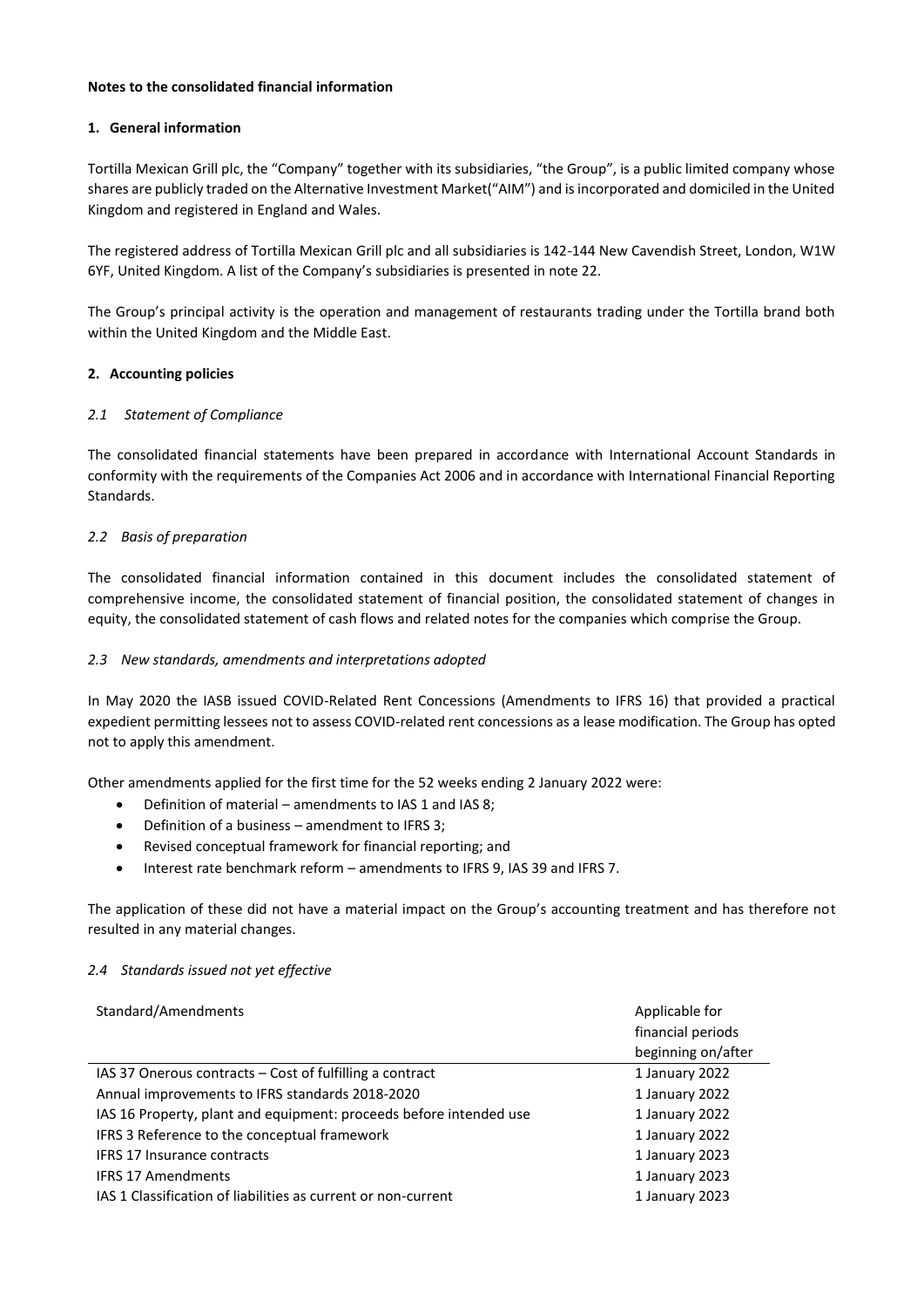**Notes to the consolidated financial information**

## 1. General information

Tortilla Mexican Grill plc, the "Company" together with its subsidiaries, "the Group", is a public limited company whose shares are publicly traded on the Alternative Investment Market("AIM") and is incorporated and domiciled in the United Kingdom and registered in England and Wales.

The registered address of Tortilla Mexican Grill plc and all subsidiaries is 142-144 New Cavendish Street, London, W1W 6YF, United Kingdom. A list of the Company's subsidiaries is presented in note 22.

The Group's principal activity is the operation and management of restaurants trading under the Tortilla brand both within the United Kingdom and the Middle East.

## 2. Accounting policies

### *2.1 Statement of Compliance*

The consolidated financial statements have been prepared in accordance with International Account Standards in conformity with the requirements of the Companies Act 2006 and in accordance with International Financial Reporting Standards.

### *2.2 Basis of preparation*

The consolidated financial information contained in this document includes the consolidated statement of comprehensive income, the consolidated statement of financial position, the consolidated statement of changes in equity, the consolidated statement of cash flows and related notes for the companies which comprise the Group.

### *2.3 New standards, amendments and interpretations adopted*

In May 2020 the IASB issued COVID-Related Rent Concessions (Amendments to IFRS 16) that provided a practical expedient permitting lessees not to assess COVID-related rent concessions as a lease modification. The Group has opted not to apply this amendment.

Other amendments applied for the first time for the 52 weeks ending 2 January 2022 were:

- Definition of material – amendments to IAS 1 and IAS 8;
- Definition of a business – amendment to IFRS 3;
- Revised conceptual framework for financial reporting; and
- Interest rate benchmark reform – amendments to IFRS 9, IAS 39 and IFRS 7.

The application of these did not have a material impact on the Group's accounting treatment and has therefore not resulted in any material changes.

### *2.4 Standards issued not yet effective*

| Standard/Amendments | Applicable for financial periods beginning on/after |
|---|---|
| IAS 37 Onerous contracts – Cost of fulfilling a contract | 1 January 2022 |
| Annual improvements to IFRS standards 2018-2020 | 1 January 2022 |
| IAS 16 Property, plant and equipment: proceeds before intended use | 1 January 2022 |
| IFRS 3 Reference to the conceptual framework | 1 January 2022 |
| IFRS 17 Insurance contracts | 1 January 2023 |
| IFRS 17 Amendments | 1 January 2023 |
| IAS 1 Classification of liabilities as current or non-current | 1 January 2023 |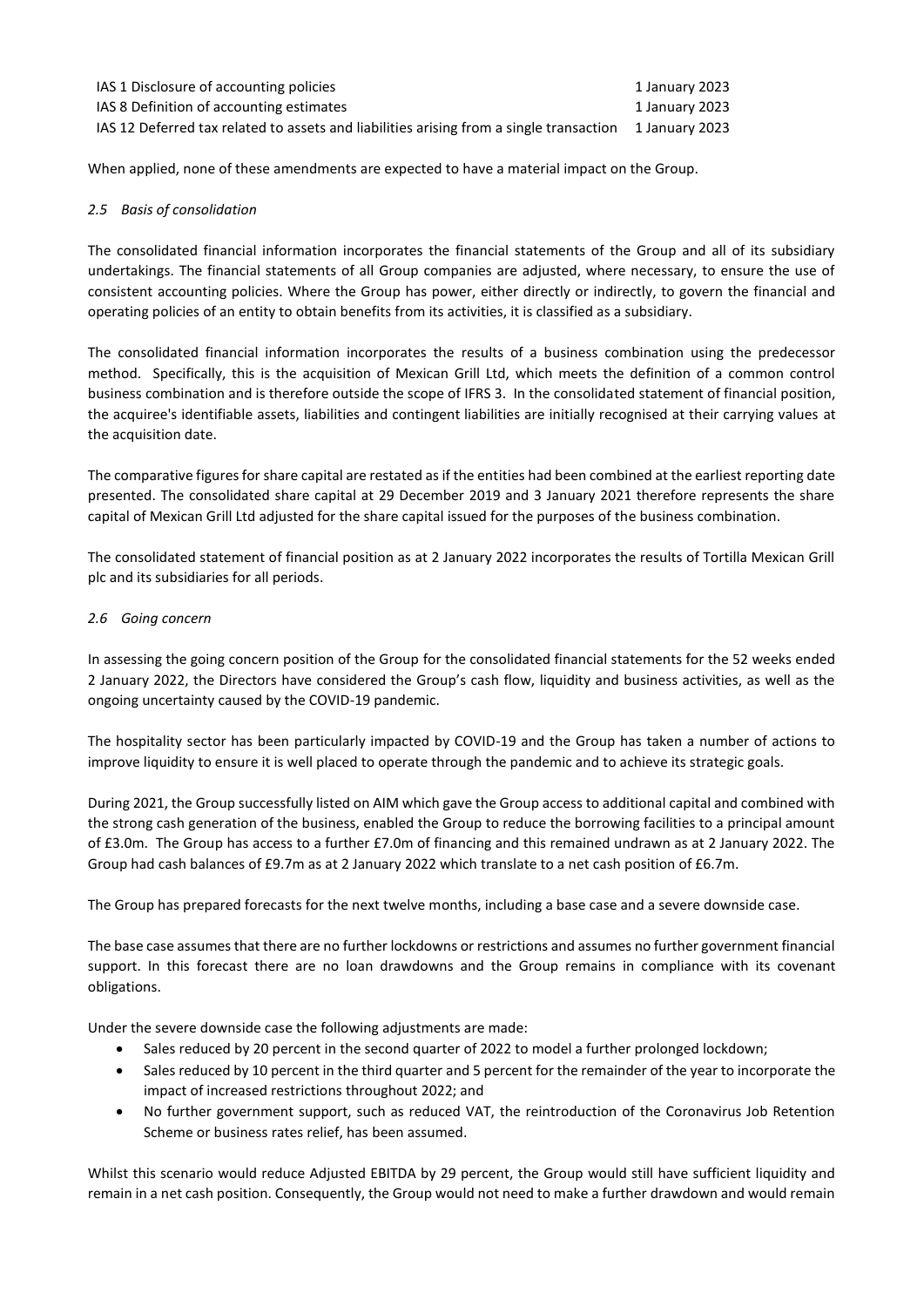| | |
|---|---|
| IAS 1 Disclosure of accounting policies | 1 January 2023 |
| IAS 8 Definition of accounting estimates | 1 January 2023 |
| IAS 12 Deferred tax related to assets and liabilities arising from a single transaction | 1 January 2023 |

When applied, none of these amendments are expected to have a material impact on the Group.

### *2.5 Basis of consolidation*

The consolidated financial information incorporates the financial statements of the Group and all of its subsidiary undertakings. The financial statements of all Group companies are adjusted, where necessary, to ensure the use of consistent accounting policies. Where the Group has power, either directly or indirectly, to govern the financial and operating policies of an entity to obtain benefits from its activities, it is classified as a subsidiary.

The consolidated financial information incorporates the results of a business combination using the predecessor method. Specifically, this is the acquisition of Mexican Grill Ltd, which meets the definition of a common control business combination and is therefore outside the scope of IFRS 3. In the consolidated statement of financial position, the acquiree's identifiable assets, liabilities and contingent liabilities are initially recognised at their carrying values at the acquisition date.

The comparative figures for share capital are restated as if the entities had been combined at the earliest reporting date presented. The consolidated share capital at 29 December 2019 and 3 January 2021 therefore represents the share capital of Mexican Grill Ltd adjusted for the share capital issued for the purposes of the business combination.

The consolidated statement of financial position as at 2 January 2022 incorporates the results of Tortilla Mexican Grill plc and its subsidiaries for all periods.

### *2.6 Going concern*

In assessing the going concern position of the Group for the consolidated financial statements for the 52 weeks ended 2 January 2022, the Directors have considered the Group's cash flow, liquidity and business activities, as well as the ongoing uncertainty caused by the COVID-19 pandemic.

The hospitality sector has been particularly impacted by COVID-19 and the Group has taken a number of actions to improve liquidity to ensure it is well placed to operate through the pandemic and to achieve its strategic goals.

During 2021, the Group successfully listed on AIM which gave the Group access to additional capital and combined with the strong cash generation of the business, enabled the Group to reduce the borrowing facilities to a principal amount of £3.0m. The Group has access to a further £7.0m of financing and this remained undrawn as at 2 January 2022. The Group had cash balances of £9.7m as at 2 January 2022 which translate to a net cash position of £6.7m.

The Group has prepared forecasts for the next twelve months, including a base case and a severe downside case.

The base case assumes that there are no further lockdowns or restrictions and assumes no further government financial support. In this forecast there are no loan drawdowns and the Group remains in compliance with its covenant obligations.

Under the severe downside case the following adjustments are made:

- Sales reduced by 20 percent in the second quarter of 2022 to model a further prolonged lockdown;
- Sales reduced by 10 percent in the third quarter and 5 percent for the remainder of the year to incorporate the impact of increased restrictions throughout 2022; and
- No further government support, such as reduced VAT, the reintroduction of the Coronavirus Job Retention Scheme or business rates relief, has been assumed.

Whilst this scenario would reduce Adjusted EBITDA by 29 percent, the Group would still have sufficient liquidity and remain in a net cash position. Consequently, the Group would not need to make a further drawdown and would remain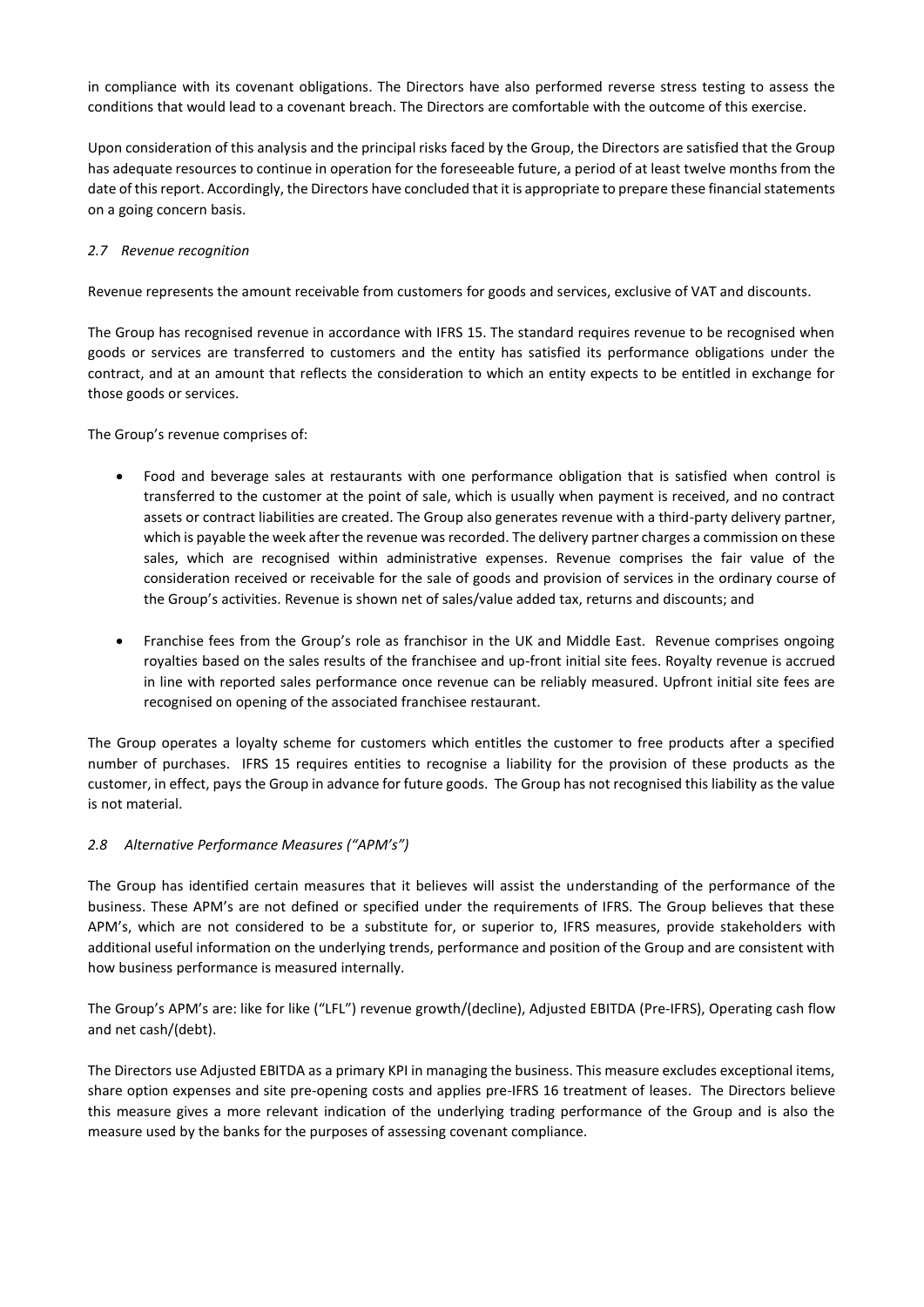in compliance with its covenant obligations. The Directors have also performed reverse stress testing to assess the conditions that would lead to a covenant breach. The Directors are comfortable with the outcome of this exercise.

Upon consideration of this analysis and the principal risks faced by the Group, the Directors are satisfied that the Group has adequate resources to continue in operation for the foreseeable future, a period of at least twelve months from the date of this report. Accordingly, the Directors have concluded that it is appropriate to prepare these financial statements on a going concern basis.

### *2.7 Revenue recognition*

Revenue represents the amount receivable from customers for goods and services, exclusive of VAT and discounts.

The Group has recognised revenue in accordance with IFRS 15. The standard requires revenue to be recognised when goods or services are transferred to customers and the entity has satisfied its performance obligations under the contract, and at an amount that reflects the consideration to which an entity expects to be entitled in exchange for those goods or services.

The Group's revenue comprises of:

- Food and beverage sales at restaurants with one performance obligation that is satisfied when control is transferred to the customer at the point of sale, which is usually when payment is received, and no contract assets or contract liabilities are created. The Group also generates revenue with a third-party delivery partner, which is payable the week after the revenue was recorded. The delivery partner charges a commission on these sales, which are recognised within administrative expenses. Revenue comprises the fair value of the consideration received or receivable for the sale of goods and provision of services in the ordinary course of the Group's activities. Revenue is shown net of sales/value added tax, returns and discounts; and

- Franchise fees from the Group's role as franchisor in the UK and Middle East. Revenue comprises ongoing royalties based on the sales results of the franchisee and up-front initial site fees. Royalty revenue is accrued in line with reported sales performance once revenue can be reliably measured. Upfront initial site fees are recognised on opening of the associated franchisee restaurant.

The Group operates a loyalty scheme for customers which entitles the customer to free products after a specified number of purchases. IFRS 15 requires entities to recognise a liability for the provision of these products as the customer, in effect, pays the Group in advance for future goods. The Group has not recognised this liability as the value is not material.

### *2.8 Alternative Performance Measures ("APM's")*

The Group has identified certain measures that it believes will assist the understanding of the performance of the business. These APM's are not defined or specified under the requirements of IFRS. The Group believes that these APM's, which are not considered to be a substitute for, or superior to, IFRS measures, provide stakeholders with additional useful information on the underlying trends, performance and position of the Group and are consistent with how business performance is measured internally.

The Group's APM's are: like for like ("LFL") revenue growth/(decline), Adjusted EBITDA (Pre-IFRS), Operating cash flow and net cash/(debt).

The Directors use Adjusted EBITDA as a primary KPI in managing the business. This measure excludes exceptional items, share option expenses and site pre-opening costs and applies pre-IFRS 16 treatment of leases. The Directors believe this measure gives a more relevant indication of the underlying trading performance of the Group and is also the measure used by the banks for the purposes of assessing covenant compliance.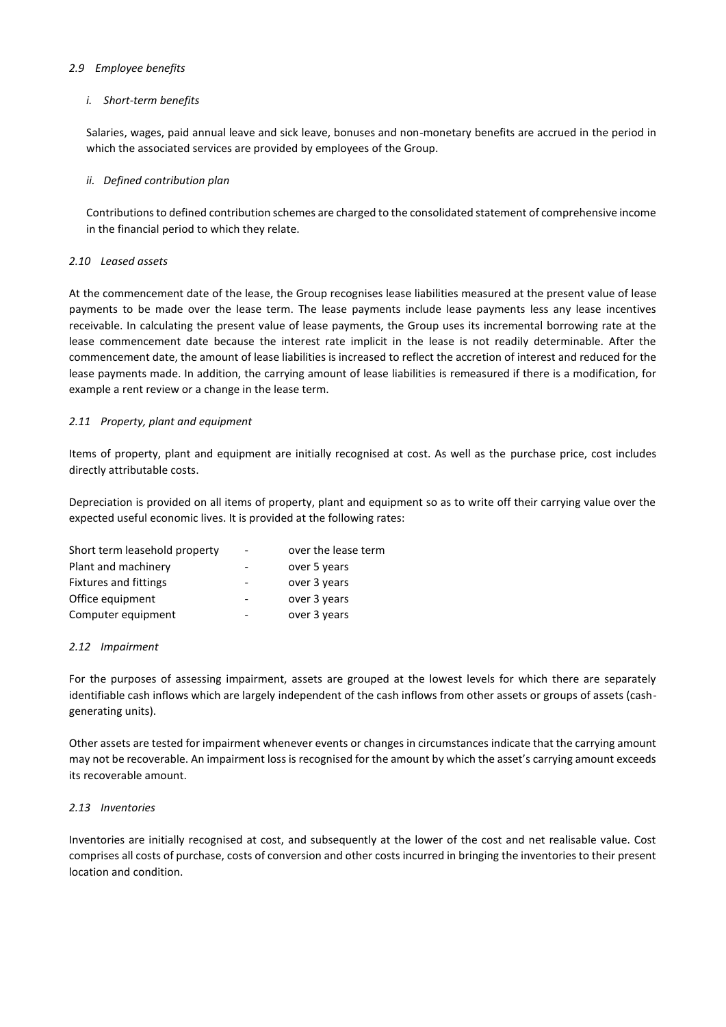### *2.9 Employee benefits*

*i. Short-term benefits*

Salaries, wages, paid annual leave and sick leave, bonuses and non-monetary benefits are accrued in the period in which the associated services are provided by employees of the Group.

*ii. Defined contribution plan*

Contributions to defined contribution schemes are charged to the consolidated statement of comprehensive income in the financial period to which they relate.

### *2.10 Leased assets*

At the commencement date of the lease, the Group recognises lease liabilities measured at the present value of lease payments to be made over the lease term. The lease payments include lease payments less any lease incentives receivable. In calculating the present value of lease payments, the Group uses its incremental borrowing rate at the lease commencement date because the interest rate implicit in the lease is not readily determinable. After the commencement date, the amount of lease liabilities is increased to reflect the accretion of interest and reduced for the lease payments made. In addition, the carrying amount of lease liabilities is remeasured if there is a modification, for example a rent review or a change in the lease term.

### *2.11 Property, plant and equipment*

Items of property, plant and equipment are initially recognised at cost. As well as the purchase price, cost includes directly attributable costs.

Depreciation is provided on all items of property, plant and equipment so as to write off their carrying value over the expected useful economic lives. It is provided at the following rates:

| | | |
|---|---|---|
| Short term leasehold property | - | over the lease term |
| Plant and machinery | - | over 5 years |
| Fixtures and fittings | - | over 3 years |
| Office equipment | - | over 3 years |
| Computer equipment | - | over 3 years |

### *2.12 Impairment*

For the purposes of assessing impairment, assets are grouped at the lowest levels for which there are separately identifiable cash inflows which are largely independent of the cash inflows from other assets or groups of assets (cash-generating units).

Other assets are tested for impairment whenever events or changes in circumstances indicate that the carrying amount may not be recoverable. An impairment loss is recognised for the amount by which the asset's carrying amount exceeds its recoverable amount.

### *2.13 Inventories*

Inventories are initially recognised at cost, and subsequently at the lower of the cost and net realisable value. Cost comprises all costs of purchase, costs of conversion and other costs incurred in bringing the inventories to their present location and condition.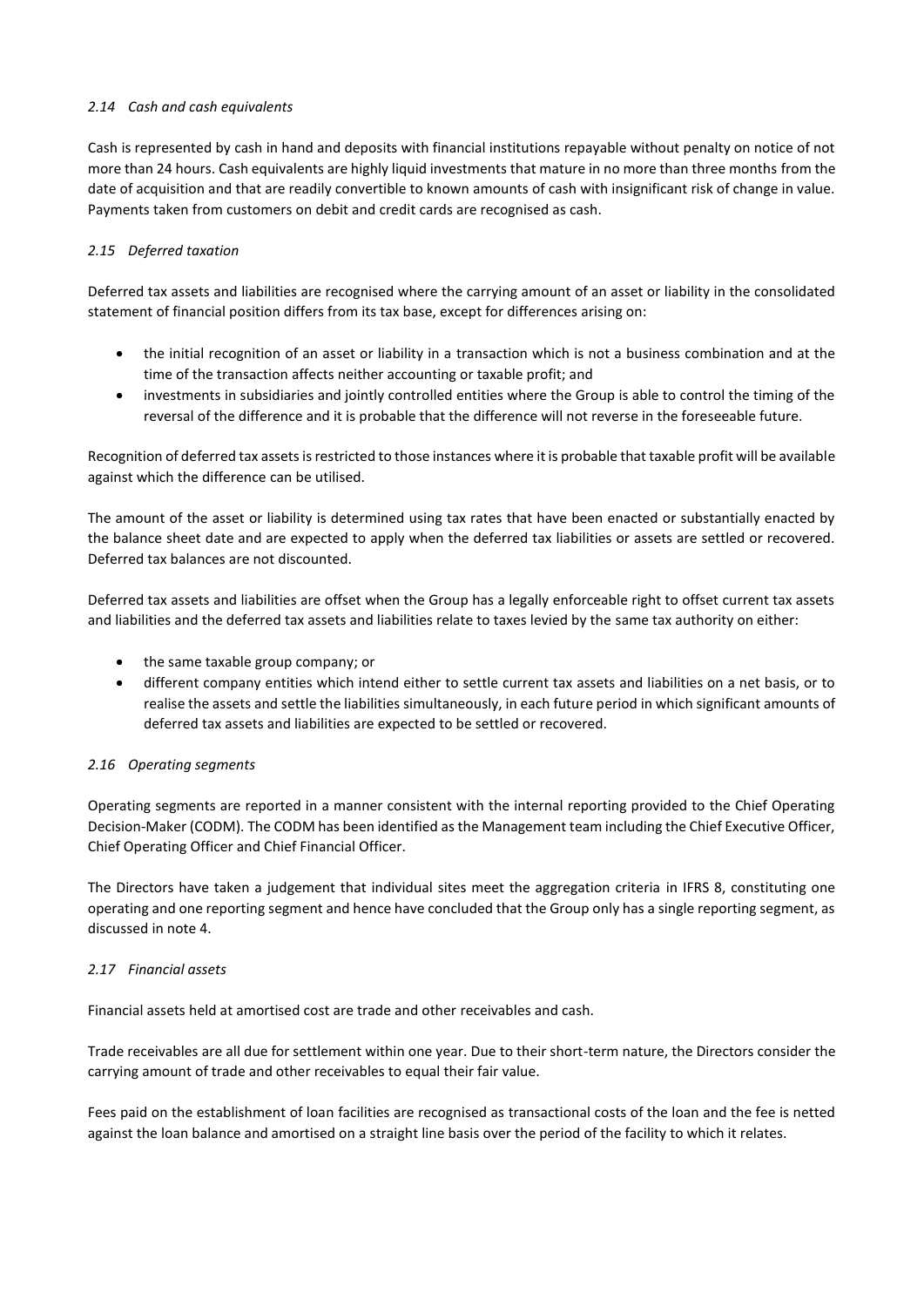### *2.14 Cash and cash equivalents*

Cash is represented by cash in hand and deposits with financial institutions repayable without penalty on notice of not more than 24 hours. Cash equivalents are highly liquid investments that mature in no more than three months from the date of acquisition and that are readily convertible to known amounts of cash with insignificant risk of change in value. Payments taken from customers on debit and credit cards are recognised as cash.

### *2.15 Deferred taxation*

Deferred tax assets and liabilities are recognised where the carrying amount of an asset or liability in the consolidated statement of financial position differs from its tax base, except for differences arising on:

- the initial recognition of an asset or liability in a transaction which is not a business combination and at the time of the transaction affects neither accounting or taxable profit; and
- investments in subsidiaries and jointly controlled entities where the Group is able to control the timing of the reversal of the difference and it is probable that the difference will not reverse in the foreseeable future.

Recognition of deferred tax assets is restricted to those instances where it is probable that taxable profit will be available against which the difference can be utilised.

The amount of the asset or liability is determined using tax rates that have been enacted or substantially enacted by the balance sheet date and are expected to apply when the deferred tax liabilities or assets are settled or recovered. Deferred tax balances are not discounted.

Deferred tax assets and liabilities are offset when the Group has a legally enforceable right to offset current tax assets and liabilities and the deferred tax assets and liabilities relate to taxes levied by the same tax authority on either:

- the same taxable group company; or
- different company entities which intend either to settle current tax assets and liabilities on a net basis, or to realise the assets and settle the liabilities simultaneously, in each future period in which significant amounts of deferred tax assets and liabilities are expected to be settled or recovered.

### *2.16 Operating segments*

Operating segments are reported in a manner consistent with the internal reporting provided to the Chief Operating Decision-Maker (CODM). The CODM has been identified as the Management team including the Chief Executive Officer, Chief Operating Officer and Chief Financial Officer.

The Directors have taken a judgement that individual sites meet the aggregation criteria in IFRS 8, constituting one operating and one reporting segment and hence have concluded that the Group only has a single reporting segment, as discussed in note 4.

### *2.17 Financial assets*

Financial assets held at amortised cost are trade and other receivables and cash.

Trade receivables are all due for settlement within one year. Due to their short-term nature, the Directors consider the carrying amount of trade and other receivables to equal their fair value.

Fees paid on the establishment of loan facilities are recognised as transactional costs of the loan and the fee is netted against the loan balance and amortised on a straight line basis over the period of the facility to which it relates.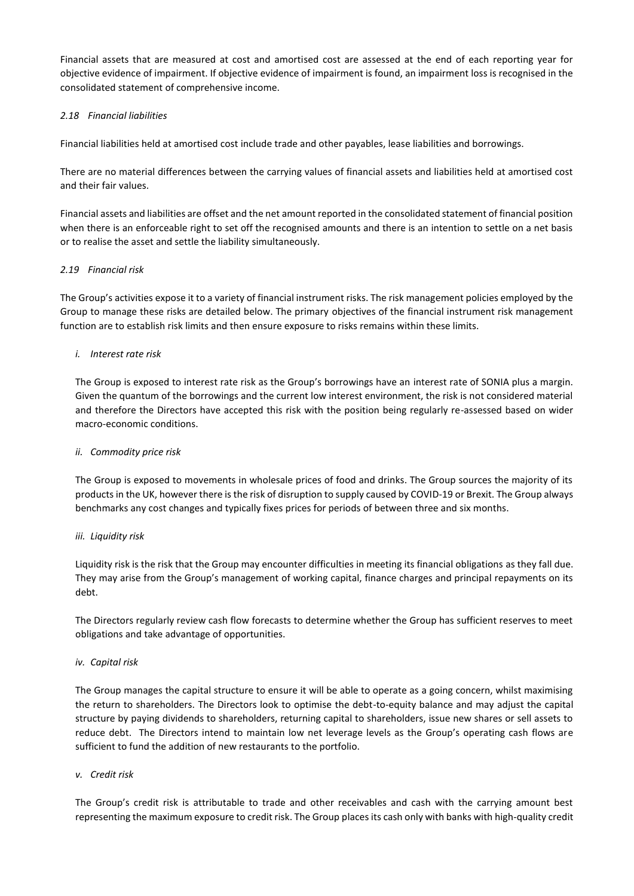Financial assets that are measured at cost and amortised cost are assessed at the end of each reporting year for objective evidence of impairment. If objective evidence of impairment is found, an impairment loss is recognised in the consolidated statement of comprehensive income.

### *2.18 Financial liabilities*

Financial liabilities held at amortised cost include trade and other payables, lease liabilities and borrowings.

There are no material differences between the carrying values of financial assets and liabilities held at amortised cost and their fair values.

Financial assets and liabilities are offset and the net amount reported in the consolidated statement of financial position when there is an enforceable right to set off the recognised amounts and there is an intention to settle on a net basis or to realise the asset and settle the liability simultaneously.

### *2.19 Financial risk*

The Group's activities expose it to a variety of financial instrument risks. The risk management policies employed by the Group to manage these risks are detailed below. The primary objectives of the financial instrument risk management function are to establish risk limits and then ensure exposure to risks remains within these limits.

*i. Interest rate risk*

The Group is exposed to interest rate risk as the Group's borrowings have an interest rate of SONIA plus a margin. Given the quantum of the borrowings and the current low interest environment, the risk is not considered material and therefore the Directors have accepted this risk with the position being regularly re-assessed based on wider macro-economic conditions.

*ii. Commodity price risk*

The Group is exposed to movements in wholesale prices of food and drinks. The Group sources the majority of its products in the UK, however there is the risk of disruption to supply caused by COVID-19 or Brexit. The Group always benchmarks any cost changes and typically fixes prices for periods of between three and six months.

*iii. Liquidity risk*

Liquidity risk is the risk that the Group may encounter difficulties in meeting its financial obligations as they fall due. They may arise from the Group's management of working capital, finance charges and principal repayments on its debt.

The Directors regularly review cash flow forecasts to determine whether the Group has sufficient reserves to meet obligations and take advantage of opportunities.

*iv. Capital risk*

The Group manages the capital structure to ensure it will be able to operate as a going concern, whilst maximising the return to shareholders. The Directors look to optimise the debt-to-equity balance and may adjust the capital structure by paying dividends to shareholders, returning capital to shareholders, issue new shares or sell assets to reduce debt. The Directors intend to maintain low net leverage levels as the Group's operating cash flows are sufficient to fund the addition of new restaurants to the portfolio.

*v. Credit risk*

The Group's credit risk is attributable to trade and other receivables and cash with the carrying amount best representing the maximum exposure to credit risk. The Group places its cash only with banks with high-quality credit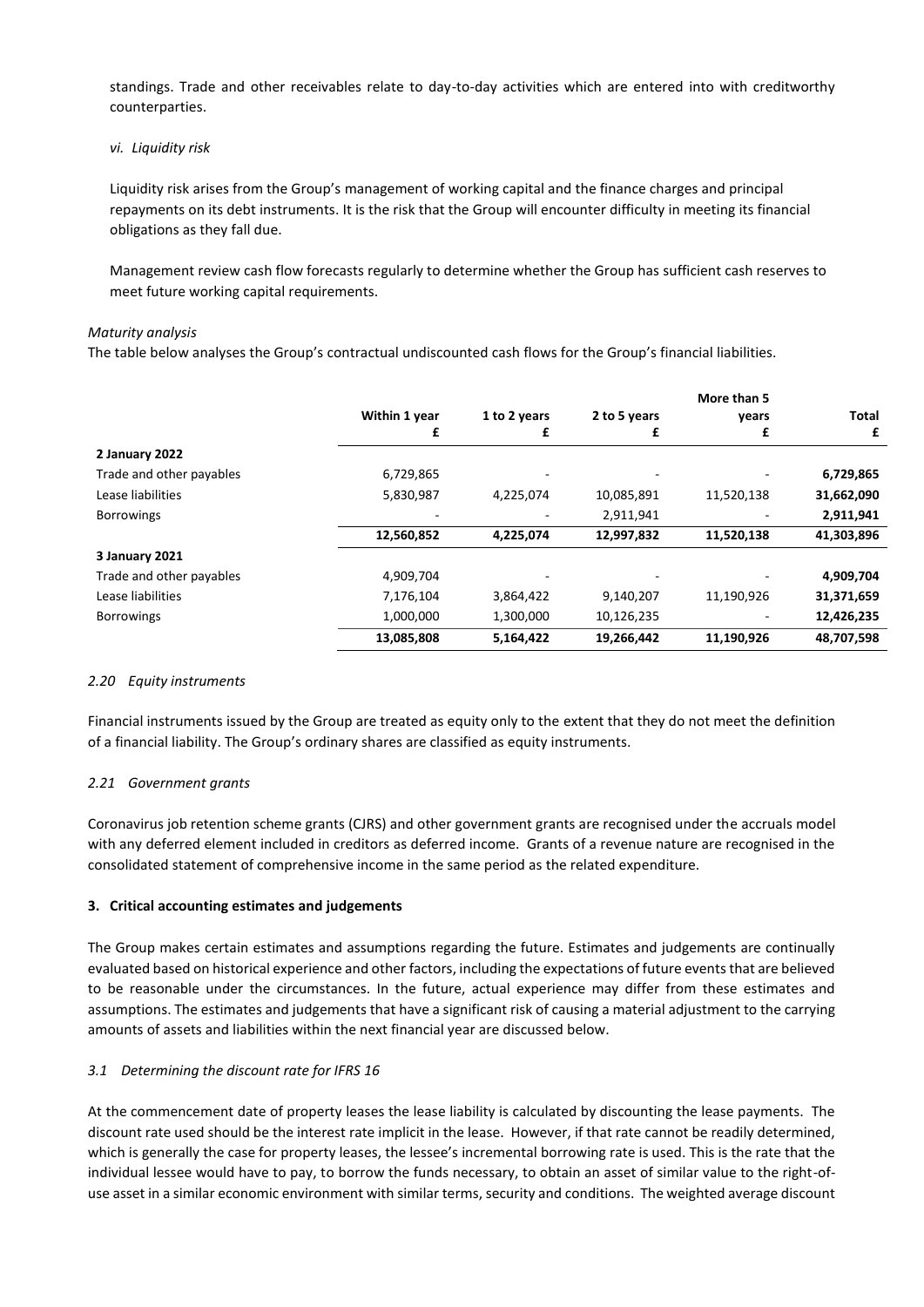standings. Trade and other receivables relate to day-to-day activities which are entered into with creditworthy counterparties.

*vi. Liquidity risk*

Liquidity risk arises from the Group's management of working capital and the finance charges and principal repayments on its debt instruments. It is the risk that the Group will encounter difficulty in meeting its financial obligations as they fall due.

Management review cash flow forecasts regularly to determine whether the Group has sufficient cash reserves to meet future working capital requirements.

*Maturity analysis*

The table below analyses the Group's contractual undiscounted cash flows for the Group's financial liabilities.

| | Within 1 year £ | 1 to 2 years £ | 2 to 5 years £ | More than 5 years £ | Total £ |
|---|---|---|---|---|---|
| **2 January 2022** | | | | | |
| Trade and other payables | 6,729,865 | - | - | - | **6,729,865** |
| Lease liabilities | 5,830,987 | 4,225,074 | 10,085,891 | 11,520,138 | **31,662,090** |
| Borrowings | - | - | 2,911,941 | - | **2,911,941** |
| | **12,560,852** | **4,225,074** | **12,997,832** | **11,520,138** | **41,303,896** |
| **3 January 2021** | | | | | |
| Trade and other payables | 4,909,704 | - | - | - | **4,909,704** |
| Lease liabilities | 7,176,104 | 3,864,422 | 9,140,207 | 11,190,926 | **31,371,659** |
| Borrowings | 1,000,000 | 1,300,000 | 10,126,235 | - | **12,426,235** |
| | **13,085,808** | **5,164,422** | **19,266,442** | **11,190,926** | **48,707,598** |

*2.20 Equity instruments*

Financial instruments issued by the Group are treated as equity only to the extent that they do not meet the definition of a financial liability. The Group's ordinary shares are classified as equity instruments.

*2.21 Government grants*

Coronavirus job retention scheme grants (CJRS) and other government grants are recognised under the accruals model with any deferred element included in creditors as deferred income. Grants of a revenue nature are recognised in the consolidated statement of comprehensive income in the same period as the related expenditure.

**3. Critical accounting estimates and judgements**

The Group makes certain estimates and assumptions regarding the future. Estimates and judgements are continually evaluated based on historical experience and other factors, including the expectations of future events that are believed to be reasonable under the circumstances. In the future, actual experience may differ from these estimates and assumptions. The estimates and judgements that have a significant risk of causing a material adjustment to the carrying amounts of assets and liabilities within the next financial year are discussed below.

*3.1 Determining the discount rate for IFRS 16*

At the commencement date of property leases the lease liability is calculated by discounting the lease payments. The discount rate used should be the interest rate implicit in the lease. However, if that rate cannot be readily determined, which is generally the case for property leases, the lessee's incremental borrowing rate is used. This is the rate that the individual lessee would have to pay, to borrow the funds necessary, to obtain an asset of similar value to the right-of-use asset in a similar economic environment with similar terms, security and conditions. The weighted average discount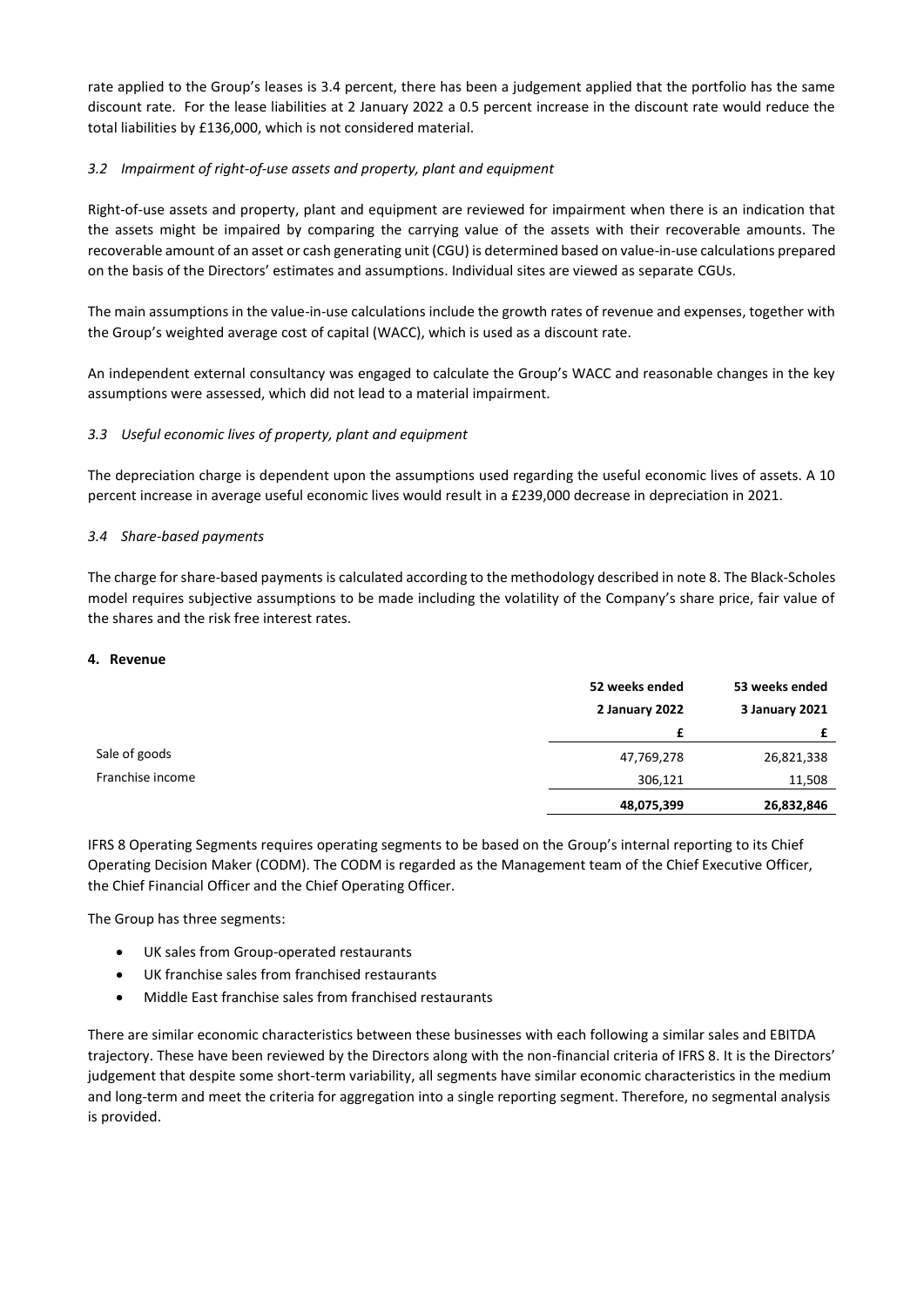rate applied to the Group's leases is 3.4 percent, there has been a judgement applied that the portfolio has the same discount rate. For the lease liabilities at 2 January 2022 a 0.5 percent increase in the discount rate would reduce the total liabilities by £136,000, which is not considered material.

### *3.2 Impairment of right-of-use assets and property, plant and equipment*

Right-of-use assets and property, plant and equipment are reviewed for impairment when there is an indication that the assets might be impaired by comparing the carrying value of the assets with their recoverable amounts. The recoverable amount of an asset or cash generating unit (CGU) is determined based on value-in-use calculations prepared on the basis of the Directors' estimates and assumptions. Individual sites are viewed as separate CGUs.

The main assumptions in the value-in-use calculations include the growth rates of revenue and expenses, together with the Group's weighted average cost of capital (WACC), which is used as a discount rate.

An independent external consultancy was engaged to calculate the Group's WACC and reasonable changes in the key assumptions were assessed, which did not lead to a material impairment.

### *3.3 Useful economic lives of property, plant and equipment*

The depreciation charge is dependent upon the assumptions used regarding the useful economic lives of assets. A 10 percent increase in average useful economic lives would result in a £239,000 decrease in depreciation in 2021.

### *3.4 Share-based payments*

The charge for share-based payments is calculated according to the methodology described in note 8. The Black-Scholes model requires subjective assumptions to be made including the volatility of the Company's share price, fair value of the shares and the risk free interest rates.

## 4. Revenue

| | 52 weeks ended 2 January 2022 | 53 weeks ended 3 January 2021 |
|---|---|---|
| | £ | £ |
| Sale of goods | 47,769,278 | 26,821,338 |
| Franchise income | 306,121 | 11,508 |
| | **48,075,399** | **26,832,846** |

IFRS 8 Operating Segments requires operating segments to be based on the Group's internal reporting to its Chief Operating Decision Maker (CODM). The CODM is regarded as the Management team of the Chief Executive Officer, the Chief Financial Officer and the Chief Operating Officer.

The Group has three segments:

- UK sales from Group-operated restaurants
- UK franchise sales from franchised restaurants
- Middle East franchise sales from franchised restaurants

There are similar economic characteristics between these businesses with each following a similar sales and EBITDA trajectory. These have been reviewed by the Directors along with the non-financial criteria of IFRS 8. It is the Directors' judgement that despite some short-term variability, all segments have similar economic characteristics in the medium and long-term and meet the criteria for aggregation into a single reporting segment. Therefore, no segmental analysis is provided.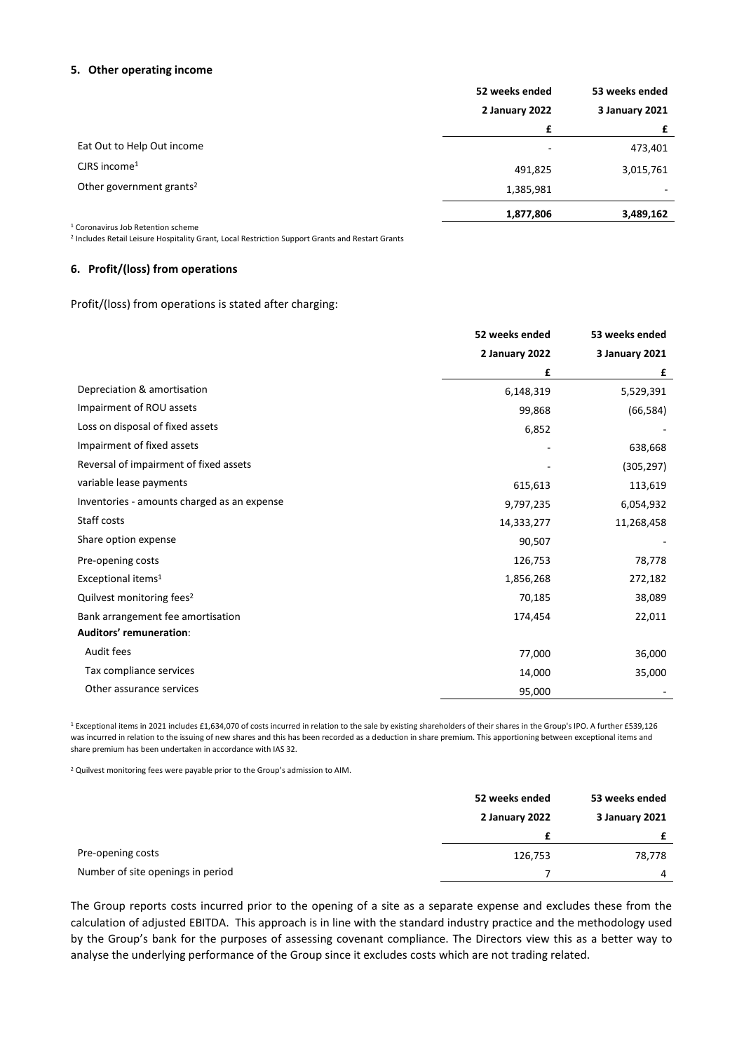## 5. Other operating income

| | 52 weeks ended 2 January 2022 | 53 weeks ended 3 January 2021 |
|---|---|---|
| | £ | £ |
| Eat Out to Help Out income | - | 473,401 |
| CJRS income[1] | 491,825 | 3,015,761 |
| Other government grants[2] | 1,385,981 | - |
| | **1,877,806** | **3,489,162** |

[1] Coronavirus Job Retention scheme

[2] Includes Retail Leisure Hospitality Grant, Local Restriction Support Grants and Restart Grants

## 6. Profit/(loss) from operations

Profit/(loss) from operations is stated after charging:

| | 52 weeks ended 2 January 2022 | 53 weeks ended 3 January 2021 |
|---|---|---|
| | £ | £ |
| Depreciation & amortisation | 6,148,319 | 5,529,391 |
| Impairment of ROU assets | 99,868 | (66,584) |
| Loss on disposal of fixed assets | 6,852 | - |
| Impairment of fixed assets | - | 638,668 |
| Reversal of impairment of fixed assets | - | (305,297) |
| variable lease payments | 615,613 | 113,619 |
| Inventories - amounts charged as an expense | 9,797,235 | 6,054,932 |
| Staff costs | 14,333,277 | 11,268,458 |
| Share option expense | 90,507 | - |
| Pre-opening costs | 126,753 | 78,778 |
| Exceptional items[1] | 1,856,268 | 272,182 |
| Quilvest monitoring fees[2] | 70,185 | 38,089 |
| Bank arrangement fee amortisation | 174,454 | 22,011 |
| **Auditors' remuneration**: | | |
| Audit fees | 77,000 | 36,000 |
| Tax compliance services | 14,000 | 35,000 |
| Other assurance services | 95,000 | - |

[1] Exceptional items in 2021 includes £1,634,070 of costs incurred in relation to the sale by existing shareholders of their shares in the Group's IPO. A further £539,126 was incurred in relation to the issuing of new shares and this has been recorded as a deduction in share premium. This apportioning between exceptional items and share premium has been undertaken in accordance with IAS 32.

[2] Quilvest monitoring fees were payable prior to the Group's admission to AIM.

| | 52 weeks ended 2 January 2022 | 53 weeks ended 3 January 2021 |
|---|---|---|
| | £ | £ |
| Pre-opening costs | 126,753 | 78,778 |
| Number of site openings in period | 7 | 4 |

The Group reports costs incurred prior to the opening of a site as a separate expense and excludes these from the calculation of adjusted EBITDA. This approach is in line with the standard industry practice and the methodology used by the Group's bank for the purposes of assessing covenant compliance. The Directors view this as a better way to analyse the underlying performance of the Group since it excludes costs which are not trading related.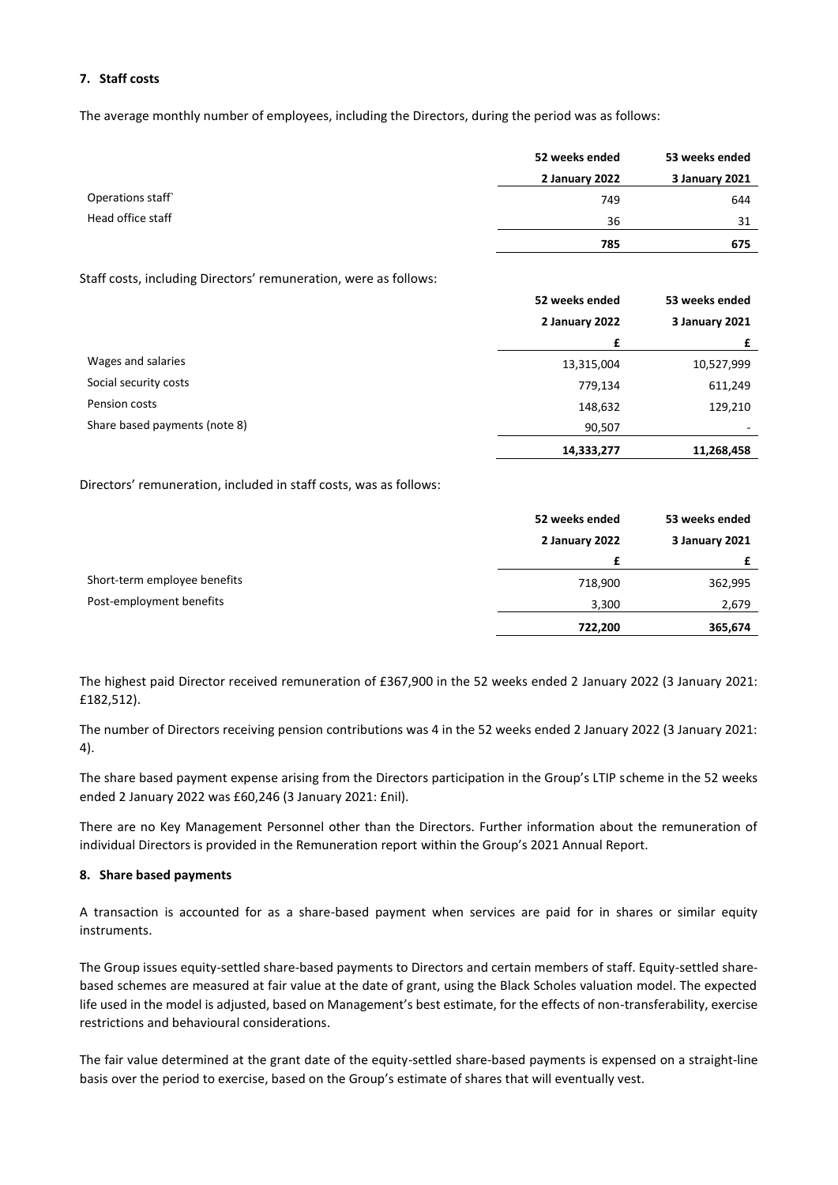**7. Staff costs**

The average monthly number of employees, including the Directors, during the period was as follows:

| | 52 weeks ended 2 January 2022 | 53 weeks ended 3 January 2021 |
|---|---|---|
| Operations staff` | 749 | 644 |
| Head office staff | 36 | 31 |
| | **785** | **675** |

Staff costs, including Directors' remuneration, were as follows:

| | 52 weeks ended 2 January 2022 | 53 weeks ended 3 January 2021 |
|---|---|---|
| | £ | £ |
| Wages and salaries | 13,315,004 | 10,527,999 |
| Social security costs | 779,134 | 611,249 |
| Pension costs | 148,632 | 129,210 |
| Share based payments (note 8) | 90,507 | - |
| | **14,333,277** | **11,268,458** |

Directors' remuneration, included in staff costs, was as follows:

| | 52 weeks ended 2 January 2022 | 53 weeks ended 3 January 2021 |
|---|---|---|
| | £ | £ |
| Short-term employee benefits | 718,900 | 362,995 |
| Post-employment benefits | 3,300 | 2,679 |
| | **722,200** | **365,674** |

The highest paid Director received remuneration of £367,900 in the 52 weeks ended 2 January 2022 (3 January 2021: £182,512).

The number of Directors receiving pension contributions was 4 in the 52 weeks ended 2 January 2022 (3 January 2021: 4).

The share based payment expense arising from the Directors participation in the Group's LTIP scheme in the 52 weeks ended 2 January 2022 was £60,246 (3 January 2021: £nil).

There are no Key Management Personnel other than the Directors. Further information about the remuneration of individual Directors is provided in the Remuneration report within the Group's 2021 Annual Report.

**8. Share based payments**

A transaction is accounted for as a share-based payment when services are paid for in shares or similar equity instruments.

The Group issues equity-settled share-based payments to Directors and certain members of staff. Equity-settled share-based schemes are measured at fair value at the date of grant, using the Black Scholes valuation model. The expected life used in the model is adjusted, based on Management's best estimate, for the effects of non-transferability, exercise restrictions and behavioural considerations.

The fair value determined at the grant date of the equity-settled share-based payments is expensed on a straight-line basis over the period to exercise, based on the Group's estimate of shares that will eventually vest.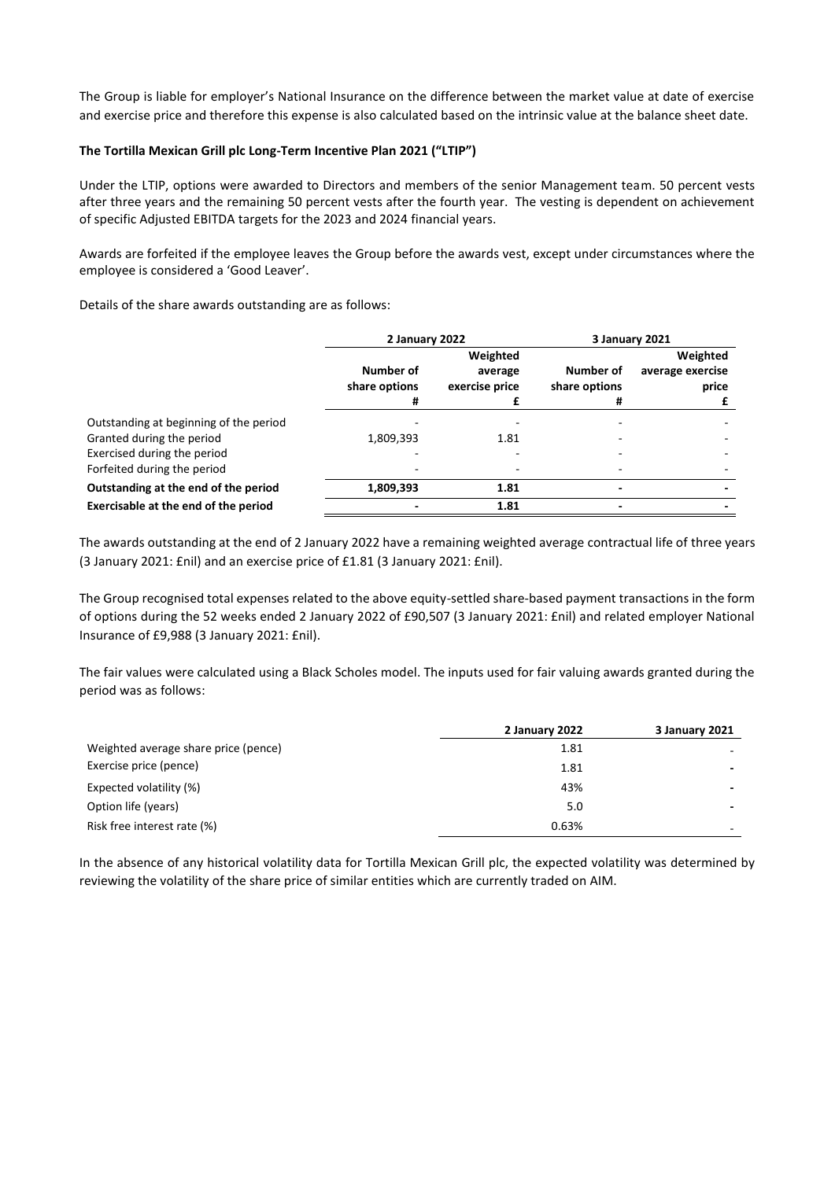The Group is liable for employer's National Insurance on the difference between the market value at date of exercise and exercise price and therefore this expense is also calculated based on the intrinsic value at the balance sheet date.

**The Tortilla Mexican Grill plc Long-Term Incentive Plan 2021 ("LTIP")**

Under the LTIP, options were awarded to Directors and members of the senior Management team. 50 percent vests after three years and the remaining 50 percent vests after the fourth year. The vesting is dependent on achievement of specific Adjusted EBITDA targets for the 2023 and 2024 financial years.

Awards are forfeited if the employee leaves the Group before the awards vest, except under circumstances where the employee is considered a 'Good Leaver'.

Details of the share awards outstanding are as follows:

| | 2 January 2022 | | 3 January 2021 | |
|---|---|---|---|---|
| | Number of share options # | Weighted average exercise price £ | Number of share options # | Weighted average exercise price £ |
| Outstanding at beginning of the period | - | - | - | - |
| Granted during the period | 1,809,393 | 1.81 | - | - |
| Exercised during the period | - | - | - | - |
| Forfeited during the period | - | - | - | - |
| **Outstanding at the end of the period** | **1,809,393** | **1.81** | **-** | **-** |
| **Exercisable at the end of the period** | **-** | **1.81** | **-** | **-** |

The awards outstanding at the end of 2 January 2022 have a remaining weighted average contractual life of three years (3 January 2021: £nil) and an exercise price of £1.81 (3 January 2021: £nil).

The Group recognised total expenses related to the above equity-settled share-based payment transactions in the form of options during the 52 weeks ended 2 January 2022 of £90,507 (3 January 2021: £nil) and related employer National Insurance of £9,988 (3 January 2021: £nil).

The fair values were calculated using a Black Scholes model. The inputs used for fair valuing awards granted during the period was as follows:

| | 2 January 2022 | 3 January 2021 |
|---|---|---|
| Weighted average share price (pence) | 1.81 | - |
| Exercise price (pence) | 1.81 | - |
| Expected volatility (%) | 43% | - |
| Option life (years) | 5.0 | - |
| Risk free interest rate (%) | 0.63% | - |

In the absence of any historical volatility data for Tortilla Mexican Grill plc, the expected volatility was determined by reviewing the volatility of the share price of similar entities which are currently traded on AIM.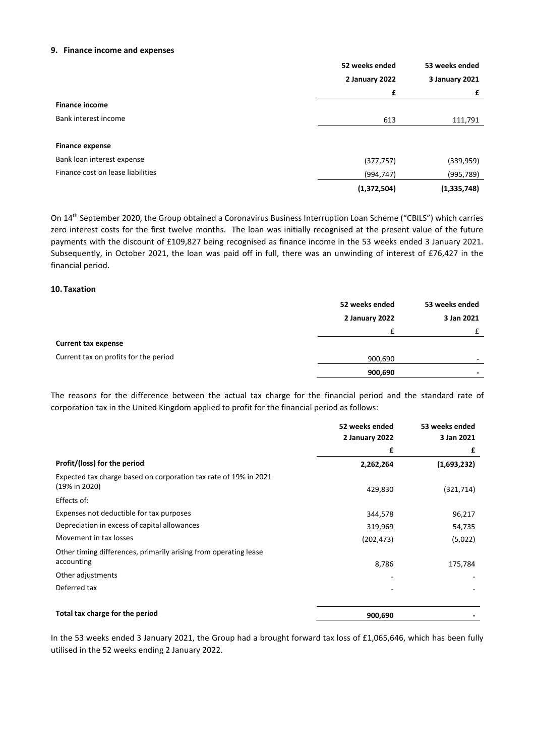## 9. Finance income and expenses

| | 52 weeks ended 2 January 2022 | 53 weeks ended 3 January 2021 |
|---|---|---|
| | £ | £ |
| **Finance income** | | |
| Bank interest income | 613 | 111,791 |
| | | |
| **Finance expense** | | |
| Bank loan interest expense | (377,757) | (339,959) |
| Finance cost on lease liabilities | (994,747) | (995,789) |
| | **(1,372,504)** | **(1,335,748)** |

On 14th September 2020, the Group obtained a Coronavirus Business Interruption Loan Scheme ("CBILS") which carries zero interest costs for the first twelve months. The loan was initially recognised at the present value of the future payments with the discount of £109,827 being recognised as finance income in the 53 weeks ended 3 January 2021. Subsequently, in October 2021, the loan was paid off in full, there was an unwinding of interest of £76,427 in the financial period.

## 10. Taxation

| | 52 weeks ended 2 January 2022 | 53 weeks ended 3 Jan 2021 |
|---|---|---|
| | £ | £ |
| **Current tax expense** | | |
| Current tax on profits for the period | 900,690 | - |
| | **900,690** | **-** |

The reasons for the difference between the actual tax charge for the financial period and the standard rate of corporation tax in the United Kingdom applied to profit for the financial period as follows:

| | 52 weeks ended 2 January 2022 | 53 weeks ended 3 Jan 2021 |
|---|---|---|
| | £ | £ |
| **Profit/(loss) for the period** | **2,262,264** | **(1,693,232)** |
| Expected tax charge based on corporation tax rate of 19% in 2021 (19% in 2020) | 429,830 | (321,714) |
| Effects of: | | |
| Expenses not deductible for tax purposes | 344,578 | 96,217 |
| Depreciation in excess of capital allowances | 319,969 | 54,735 |
| Movement in tax losses | (202,473) | (5,022) |
| Other timing differences, primarily arising from operating lease accounting | 8,786 | 175,784 |
| Other adjustments | - | - |
| Deferred tax | - | - |
| | | |
| **Total tax charge for the period** | **900,690** | **-** |

In the 53 weeks ended 3 January 2021, the Group had a brought forward tax loss of £1,065,646, which has been fully utilised in the 52 weeks ending 2 January 2022.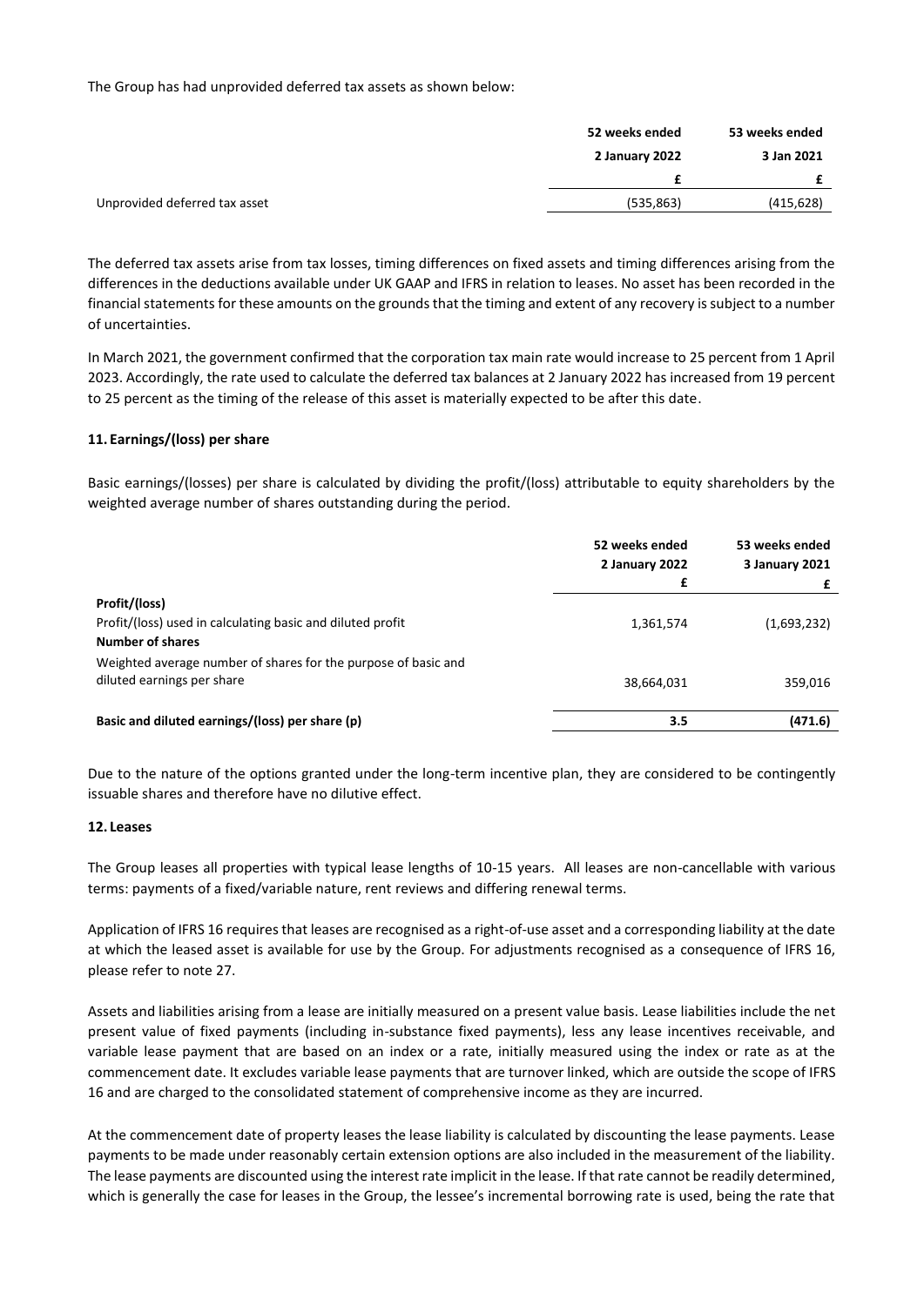The Group has had unprovided deferred tax assets as shown below:

| | 52 weeks ended 2 January 2022 | 53 weeks ended 3 Jan 2021 |
|---|---|---|
| | £ | £ |
| Unprovided deferred tax asset | (535,863) | (415,628) |

The deferred tax assets arise from tax losses, timing differences on fixed assets and timing differences arising from the differences in the deductions available under UK GAAP and IFRS in relation to leases. No asset has been recorded in the financial statements for these amounts on the grounds that the timing and extent of any recovery is subject to a number of uncertainties.

In March 2021, the government confirmed that the corporation tax main rate would increase to 25 percent from 1 April 2023. Accordingly, the rate used to calculate the deferred tax balances at 2 January 2022 has increased from 19 percent to 25 percent as the timing of the release of this asset is materially expected to be after this date.

## 11. Earnings/(loss) per share

Basic earnings/(losses) per share is calculated by dividing the profit/(loss) attributable to equity shareholders by the weighted average number of shares outstanding during the period.

| | 52 weeks ended 2 January 2022 | 53 weeks ended 3 January 2021 |
|---|---|---|
| | £ | £ |
| **Profit/(loss)** | | |
| Profit/(loss) used in calculating basic and diluted profit | 1,361,574 | (1,693,232) |
| **Number of shares** | | |
| Weighted average number of shares for the purpose of basic and diluted earnings per share | 38,664,031 | 359,016 |
| **Basic and diluted earnings/(loss) per share (p)** | **3.5** | **(471.6)** |

Due to the nature of the options granted under the long-term incentive plan, they are considered to be contingently issuable shares and therefore have no dilutive effect.

## 12. Leases

The Group leases all properties with typical lease lengths of 10-15 years. All leases are non-cancellable with various terms: payments of a fixed/variable nature, rent reviews and differing renewal terms.

Application of IFRS 16 requires that leases are recognised as a right-of-use asset and a corresponding liability at the date at which the leased asset is available for use by the Group. For adjustments recognised as a consequence of IFRS 16, please refer to note 27.

Assets and liabilities arising from a lease are initially measured on a present value basis. Lease liabilities include the net present value of fixed payments (including in-substance fixed payments), less any lease incentives receivable, and variable lease payment that are based on an index or a rate, initially measured using the index or rate as at the commencement date. It excludes variable lease payments that are turnover linked, which are outside the scope of IFRS 16 and are charged to the consolidated statement of comprehensive income as they are incurred.

At the commencement date of property leases the lease liability is calculated by discounting the lease payments. Lease payments to be made under reasonably certain extension options are also included in the measurement of the liability. The lease payments are discounted using the interest rate implicit in the lease. If that rate cannot be readily determined, which is generally the case for leases in the Group, the lessee's incremental borrowing rate is used, being the rate that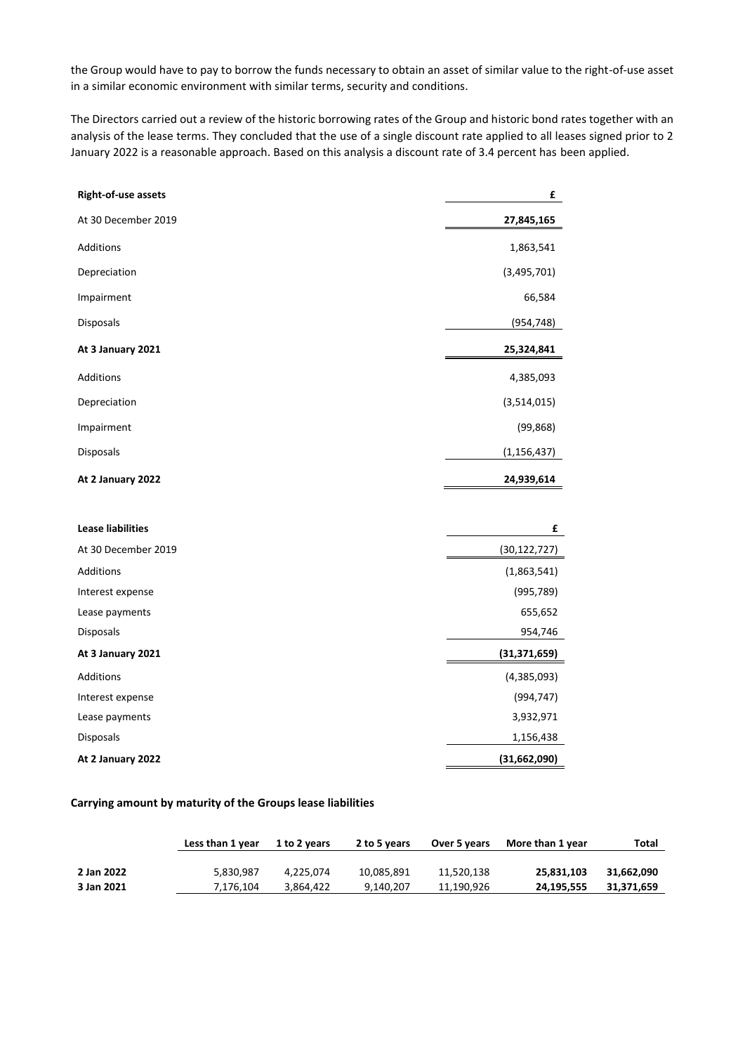the Group would have to pay to borrow the funds necessary to obtain an asset of similar value to the right-of-use asset in a similar economic environment with similar terms, security and conditions.

The Directors carried out a review of the historic borrowing rates of the Group and historic bond rates together with an analysis of the lease terms. They concluded that the use of a single discount rate applied to all leases signed prior to 2 January 2022 is a reasonable approach. Based on this analysis a discount rate of 3.4 percent has been applied.

| **Right-of-use assets** | **£** |
|---|---|
| At 30 December 2019 | **27,845,165** |
| Additions | 1,863,541 |
| Depreciation | (3,495,701) |
| Impairment | 66,584 |
| Disposals | (954,748) |
| **At 3 January 2021** | **25,324,841** |
| Additions | 4,385,093 |
| Depreciation | (3,514,015) |
| Impairment | (99,868) |
| Disposals | (1,156,437) |
| **At 2 January 2022** | **24,939,614** |

| **Lease liabilities** | **£** |
|---|---|
| At 30 December 2019 | (30,122,727) |
| Additions | (1,863,541) |
| Interest expense | (995,789) |
| Lease payments | 655,652 |
| Disposals | 954,746 |
| **At 3 January 2021** | **(31,371,659)** |
| Additions | (4,385,093) |
| Interest expense | (994,747) |
| Lease payments | 3,932,971 |
| Disposals | 1,156,438 |
| **At 2 January 2022** | **(31,662,090)** |

**Carrying amount by maturity of the Groups lease liabilities**

| | Less than 1 year | 1 to 2 years | 2 to 5 years | Over 5 years | More than 1 year | Total |
|---|---|---|---|---|---|---|
| **2 Jan 2022** | 5,830,987 | 4,225,074 | 10,085,891 | 11,520,138 | **25,831,103** | **31,662,090** |
| **3 Jan 2021** | 7,176,104 | 3,864,422 | 9,140,207 | 11,190,926 | **24,195,555** | **31,371,659** |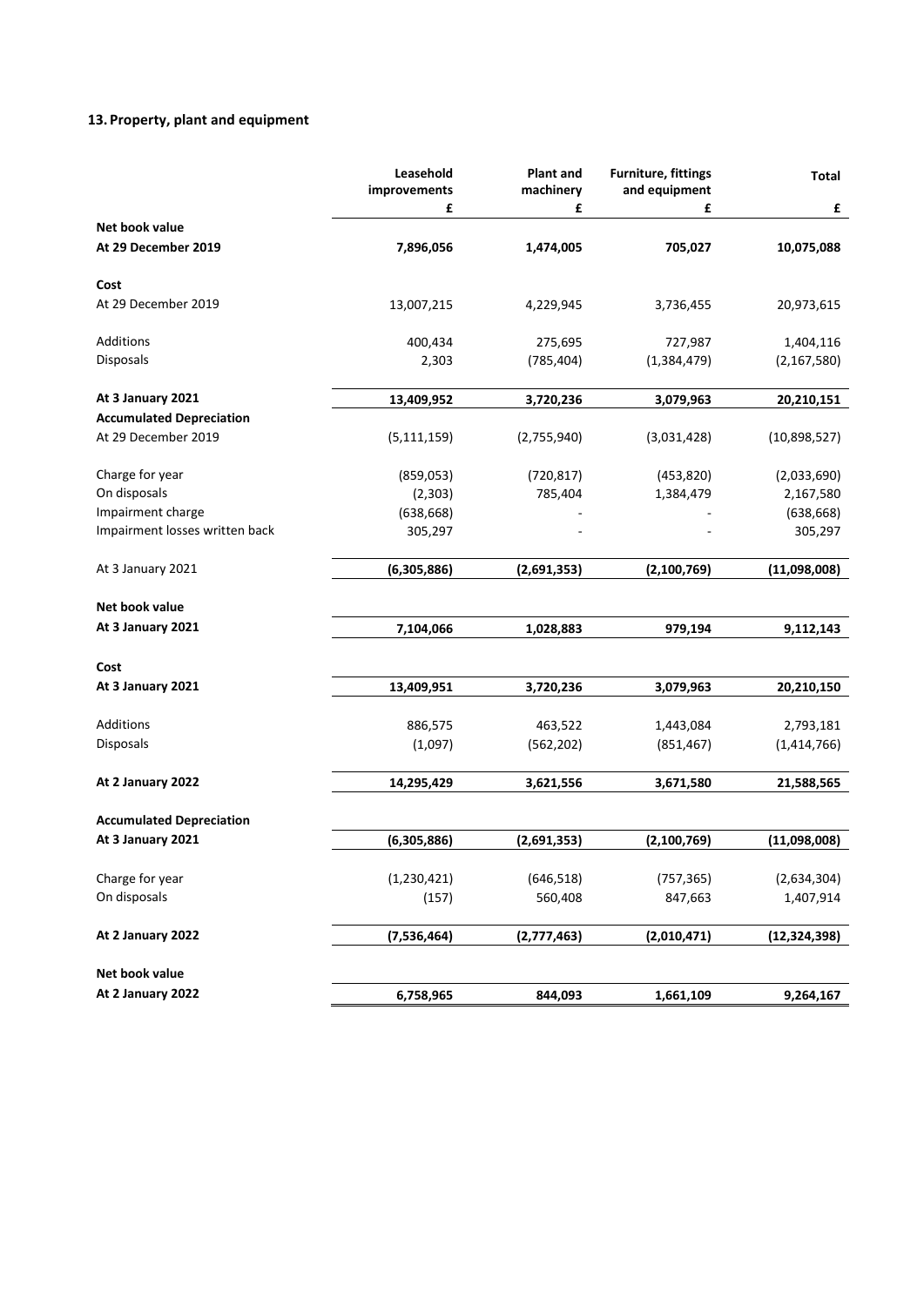## 13. Property, plant and equipment

| | Leasehold improvements | Plant and machinery | Furniture, fittings and equipment | Total |
|---|---|---|---|---|
| | £ | £ | £ | £ |
| **Net book value** | | | | |
| **At 29 December 2019** | **7,896,056** | **1,474,005** | **705,027** | **10,075,088** |
| **Cost** | | | | |
| At 29 December 2019 | 13,007,215 | 4,229,945 | 3,736,455 | 20,973,615 |
| Additions | 400,434 | 275,695 | 727,987 | 1,404,116 |
| Disposals | 2,303 | (785,404) | (1,384,479) | (2,167,580) |
| **At 3 January 2021** | **13,409,952** | **3,720,236** | **3,079,963** | **20,210,151** |
| **Accumulated Depreciation** | | | | |
| At 29 December 2019 | (5,111,159) | (2,755,940) | (3,031,428) | (10,898,527) |
| Charge for year | (859,053) | (720,817) | (453,820) | (2,033,690) |
| On disposals | (2,303) | 785,404 | 1,384,479 | 2,167,580 |
| Impairment charge | (638,668) | - | - | (638,668) |
| Impairment losses written back | 305,297 | - | - | 305,297 |
| At 3 January 2021 | **(6,305,886)** | **(2,691,353)** | **(2,100,769)** | **(11,098,008)** |
| **Net book value** | | | | |
| **At 3 January 2021** | **7,104,066** | **1,028,883** | **979,194** | **9,112,143** |
| **Cost** | | | | |
| **At 3 January 2021** | **13,409,951** | **3,720,236** | **3,079,963** | **20,210,150** |
| Additions | 886,575 | 463,522 | 1,443,084 | 2,793,181 |
| Disposals | (1,097) | (562,202) | (851,467) | (1,414,766) |
| **At 2 January 2022** | **14,295,429** | **3,621,556** | **3,671,580** | **21,588,565** |
| **Accumulated Depreciation** | | | | |
| **At 3 January 2021** | **(6,305,886)** | **(2,691,353)** | **(2,100,769)** | **(11,098,008)** |
| Charge for year | (1,230,421) | (646,518) | (757,365) | (2,634,304) |
| On disposals | (157) | 560,408 | 847,663 | 1,407,914 |
| **At 2 January 2022** | **(7,536,464)** | **(2,777,463)** | **(2,010,471)** | **(12,324,398)** |
| **Net book value** | | | | |
| **At 2 January 2022** | **6,758,965** | **844,093** | **1,661,109** | **9,264,167** |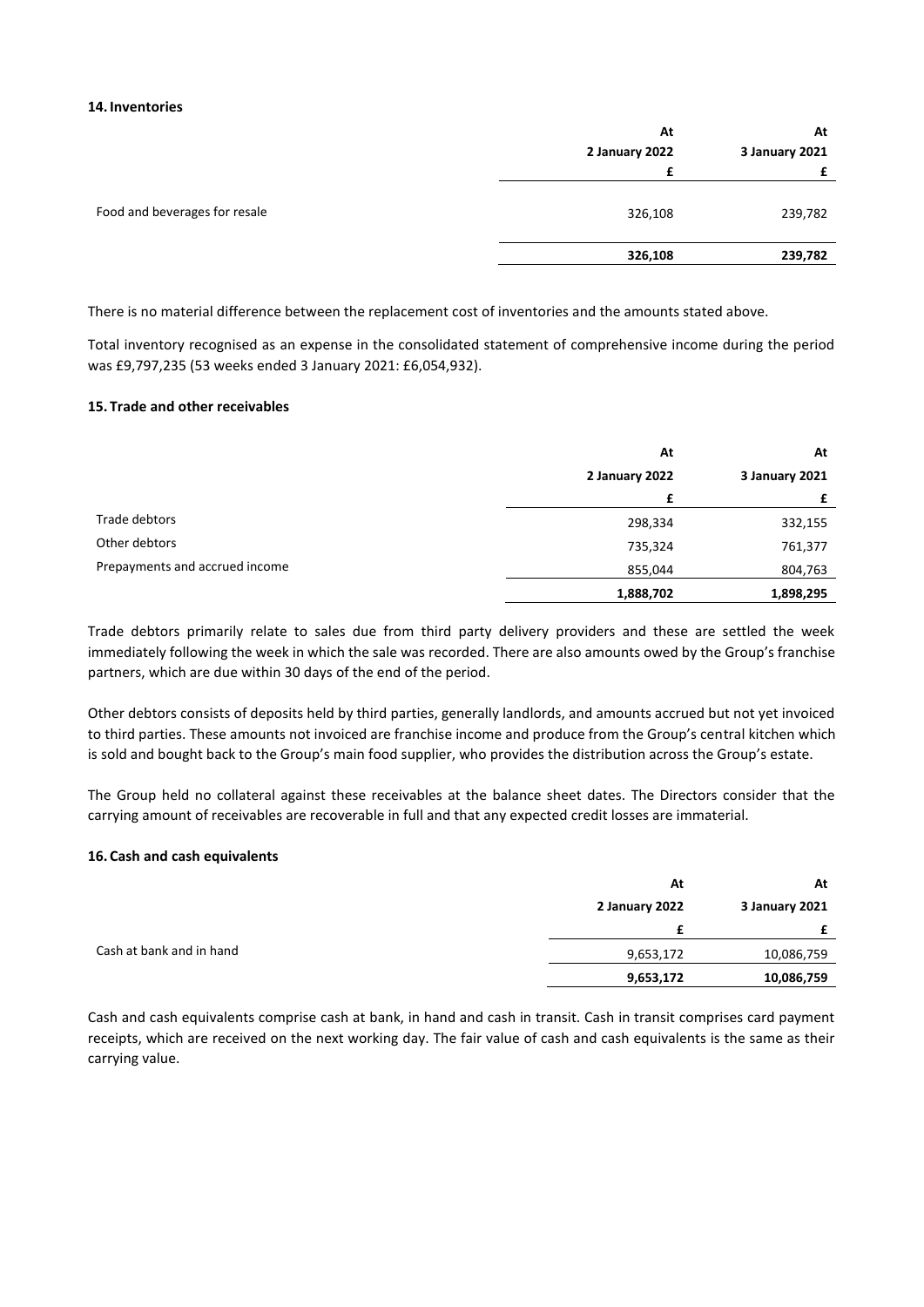### 14. Inventories

| | At 2 January 2022 | At 3 January 2021 |
|---|---|---|
| | £ | £ |
| Food and beverages for resale | 326,108 | 239,782 |
| | **326,108** | **239,782** |

There is no material difference between the replacement cost of inventories and the amounts stated above.

Total inventory recognised as an expense in the consolidated statement of comprehensive income during the period was £9,797,235 (53 weeks ended 3 January 2021: £6,054,932).

### 15. Trade and other receivables

| | At 2 January 2022 | At 3 January 2021 |
|---|---|---|
| | £ | £ |
| Trade debtors | 298,334 | 332,155 |
| Other debtors | 735,324 | 761,377 |
| Prepayments and accrued income | 855,044 | 804,763 |
| | **1,888,702** | **1,898,295** |

Trade debtors primarily relate to sales due from third party delivery providers and these are settled the week immediately following the week in which the sale was recorded. There are also amounts owed by the Group's franchise partners, which are due within 30 days of the end of the period.

Other debtors consists of deposits held by third parties, generally landlords, and amounts accrued but not yet invoiced to third parties. These amounts not invoiced are franchise income and produce from the Group's central kitchen which is sold and bought back to the Group's main food supplier, who provides the distribution across the Group's estate.

The Group held no collateral against these receivables at the balance sheet dates. The Directors consider that the carrying amount of receivables are recoverable in full and that any expected credit losses are immaterial.

### 16. Cash and cash equivalents

| | At 2 January 2022 | At 3 January 2021 |
|---|---|---|
| | £ | £ |
| Cash at bank and in hand | 9,653,172 | 10,086,759 |
| | **9,653,172** | **10,086,759** |

Cash and cash equivalents comprise cash at bank, in hand and cash in transit. Cash in transit comprises card payment receipts, which are received on the next working day. The fair value of cash and cash equivalents is the same as their carrying value.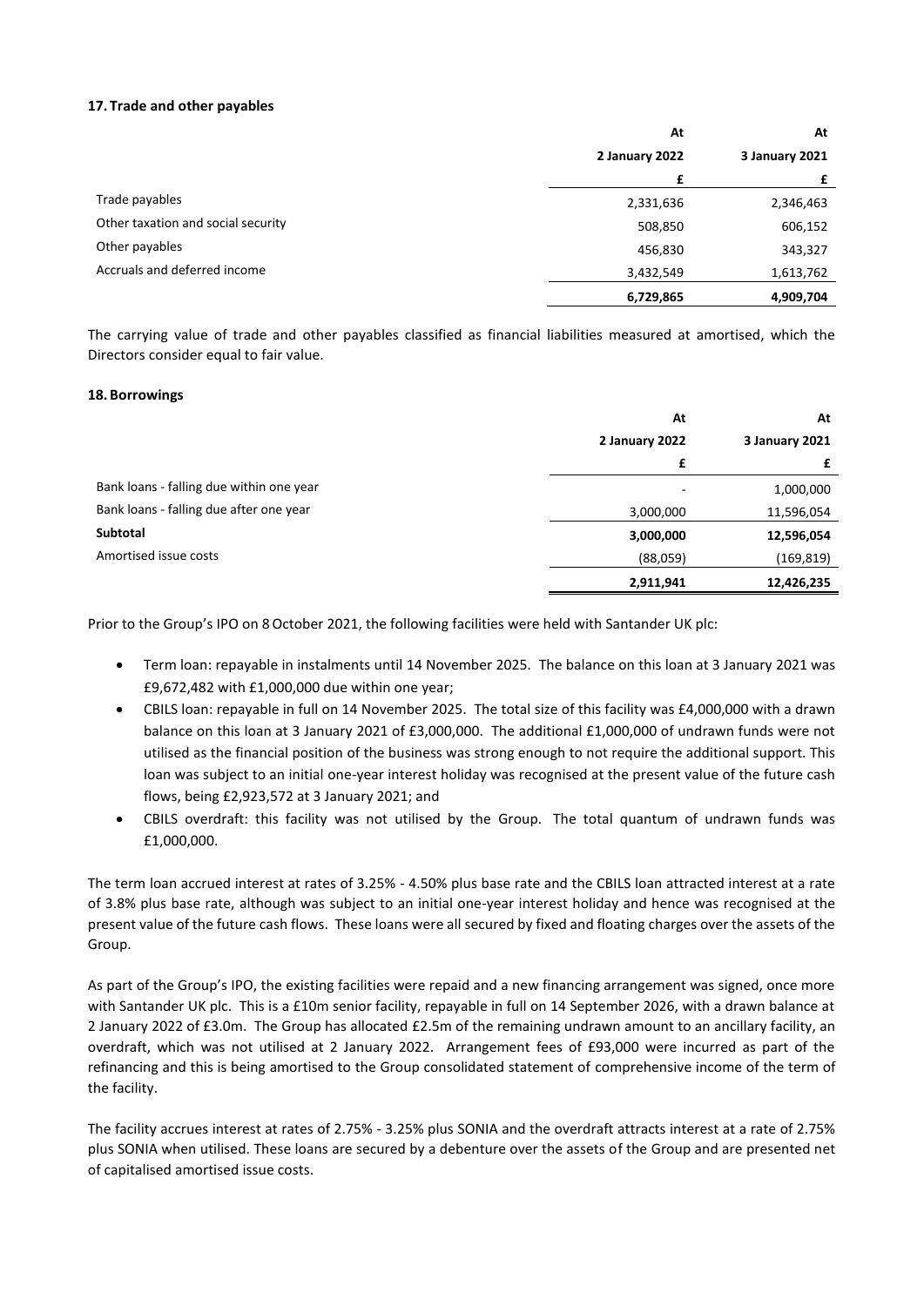### 17. Trade and other payables

| | At 2 January 2022 | At 3 January 2021 |
|---|---|---|
| | £ | £ |
| Trade payables | 2,331,636 | 2,346,463 |
| Other taxation and social security | 508,850 | 606,152 |
| Other payables | 456,830 | 343,327 |
| Accruals and deferred income | 3,432,549 | 1,613,762 |
| | **6,729,865** | **4,909,704** |

The carrying value of trade and other payables classified as financial liabilities measured at amortised, which the Directors consider equal to fair value.

### 18. Borrowings

| | At 2 January 2022 | At 3 January 2021 |
|---|---|---|
| | £ | £ |
| Bank loans - falling due within one year | - | 1,000,000 |
| Bank loans - falling due after one year | 3,000,000 | 11,596,054 |
| **Subtotal** | **3,000,000** | **12,596,054** |
| Amortised issue costs | (88,059) | (169,819) |
| | **2,911,941** | **12,426,235** |

Prior to the Group's IPO on 8 October 2021, the following facilities were held with Santander UK plc:

- Term loan: repayable in instalments until 14 November 2025. The balance on this loan at 3 January 2021 was £9,672,482 with £1,000,000 due within one year;
- CBILS loan: repayable in full on 14 November 2025. The total size of this facility was £4,000,000 with a drawn balance on this loan at 3 January 2021 of £3,000,000. The additional £1,000,000 of undrawn funds were not utilised as the financial position of the business was strong enough to not require the additional support. This loan was subject to an initial one-year interest holiday was recognised at the present value of the future cash flows, being £2,923,572 at 3 January 2021; and
- CBILS overdraft: this facility was not utilised by the Group. The total quantum of undrawn funds was £1,000,000.

The term loan accrued interest at rates of 3.25% - 4.50% plus base rate and the CBILS loan attracted interest at a rate of 3.8% plus base rate, although was subject to an initial one-year interest holiday and hence was recognised at the present value of the future cash flows. These loans were all secured by fixed and floating charges over the assets of the Group.

As part of the Group's IPO, the existing facilities were repaid and a new financing arrangement was signed, once more with Santander UK plc. This is a £10m senior facility, repayable in full on 14 September 2026, with a drawn balance at 2 January 2022 of £3.0m. The Group has allocated £2.5m of the remaining undrawn amount to an ancillary facility, an overdraft, which was not utilised at 2 January 2022. Arrangement fees of £93,000 were incurred as part of the refinancing and this is being amortised to the Group consolidated statement of comprehensive income of the term of the facility.

The facility accrues interest at rates of 2.75% - 3.25% plus SONIA and the overdraft attracts interest at a rate of 2.75% plus SONIA when utilised. These loans are secured by a debenture over the assets of the Group and are presented net of capitalised amortised issue costs.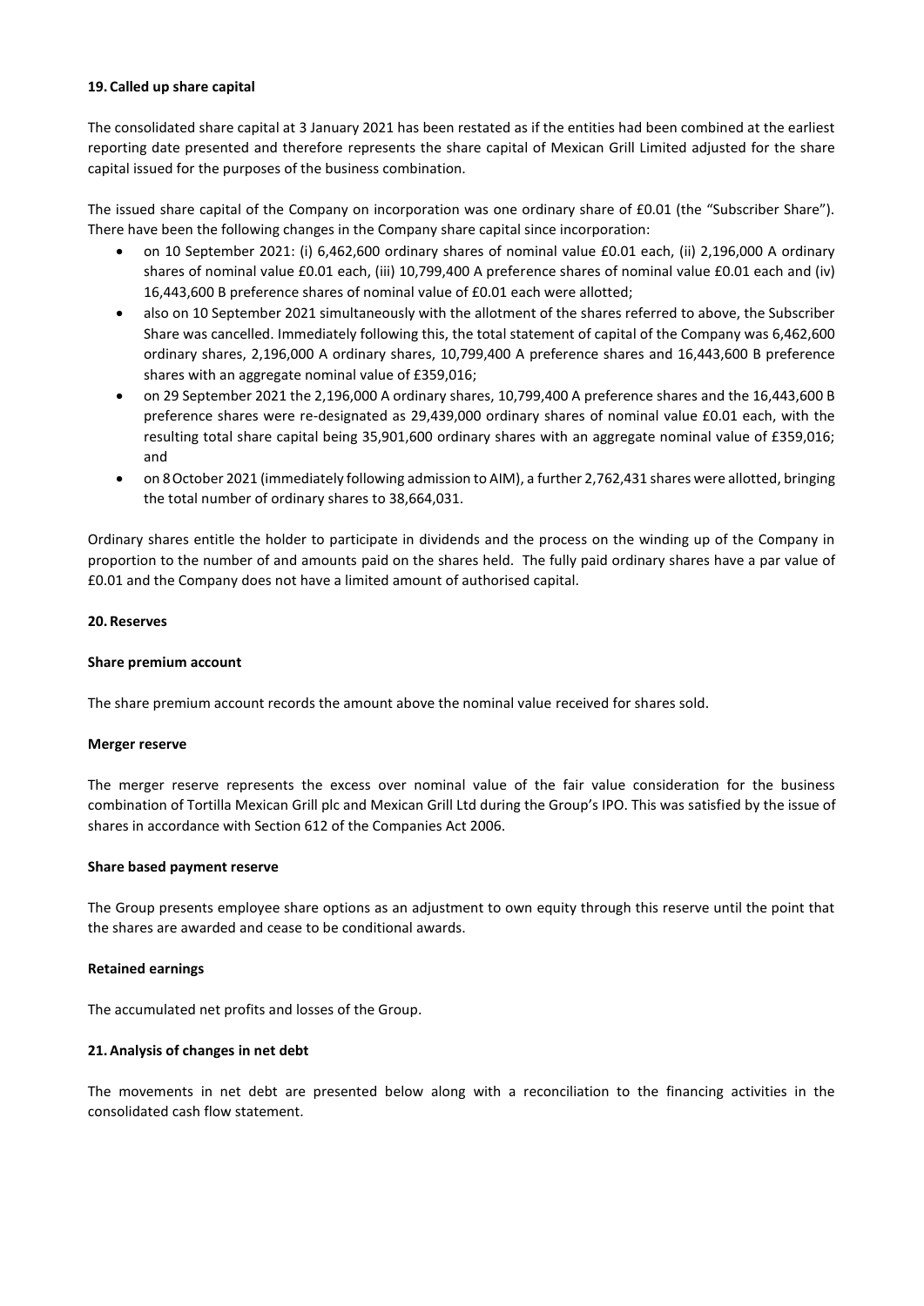## 19. Called up share capital

The consolidated share capital at 3 January 2021 has been restated as if the entities had been combined at the earliest reporting date presented and therefore represents the share capital of Mexican Grill Limited adjusted for the share capital issued for the purposes of the business combination.

The issued share capital of the Company on incorporation was one ordinary share of £0.01 (the "Subscriber Share"). There have been the following changes in the Company share capital since incorporation:

- on 10 September 2021: (i) 6,462,600 ordinary shares of nominal value £0.01 each, (ii) 2,196,000 A ordinary shares of nominal value £0.01 each, (iii) 10,799,400 A preference shares of nominal value £0.01 each and (iv) 16,443,600 B preference shares of nominal value of £0.01 each were allotted;
- also on 10 September 2021 simultaneously with the allotment of the shares referred to above, the Subscriber Share was cancelled. Immediately following this, the total statement of capital of the Company was 6,462,600 ordinary shares, 2,196,000 A ordinary shares, 10,799,400 A preference shares and 16,443,600 B preference shares with an aggregate nominal value of £359,016;
- on 29 September 2021 the 2,196,000 A ordinary shares, 10,799,400 A preference shares and the 16,443,600 B preference shares were re-designated as 29,439,000 ordinary shares of nominal value £0.01 each, with the resulting total share capital being 35,901,600 ordinary shares with an aggregate nominal value of £359,016; and
- on 8 October 2021 (immediately following admission to AIM), a further 2,762,431 shares were allotted, bringing the total number of ordinary shares to 38,664,031.

Ordinary shares entitle the holder to participate in dividends and the process on the winding up of the Company in proportion to the number of and amounts paid on the shares held. The fully paid ordinary shares have a par value of £0.01 and the Company does not have a limited amount of authorised capital.

## 20. Reserves

**Share premium account**

The share premium account records the amount above the nominal value received for shares sold.

**Merger reserve**

The merger reserve represents the excess over nominal value of the fair value consideration for the business combination of Tortilla Mexican Grill plc and Mexican Grill Ltd during the Group's IPO. This was satisfied by the issue of shares in accordance with Section 612 of the Companies Act 2006.

**Share based payment reserve**

The Group presents employee share options as an adjustment to own equity through this reserve until the point that the shares are awarded and cease to be conditional awards.

**Retained earnings**

The accumulated net profits and losses of the Group.

## 21. Analysis of changes in net debt

The movements in net debt are presented below along with a reconciliation to the financing activities in the consolidated cash flow statement.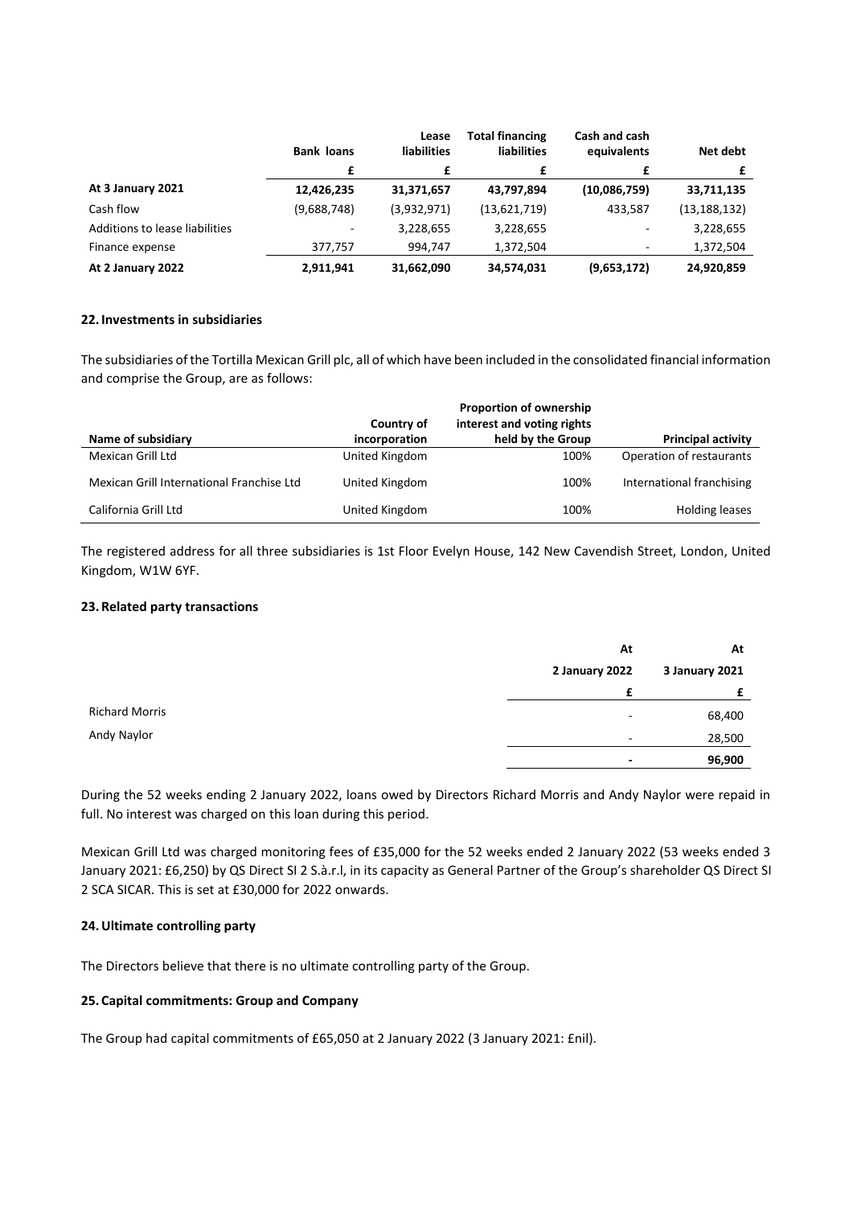| | Bank loans | Lease liabilities | Total financing liabilities | Cash and cash equivalents | Net debt |
|---|---|---|---|---|---|
| | £ | £ | £ | £ | £ |
| **At 3 January 2021** | **12,426,235** | **31,371,657** | **43,797,894** | **(10,086,759)** | **33,711,135** |
| Cash flow | (9,688,748) | (3,932,971) | (13,621,719) | 433,587 | (13,188,132) |
| Additions to lease liabilities | - | 3,228,655 | 3,228,655 | - | 3,228,655 |
| Finance expense | 377,757 | 994,747 | 1,372,504 | - | 1,372,504 |
| **At 2 January 2022** | **2,911,941** | **31,662,090** | **34,574,031** | **(9,653,172)** | **24,920,859** |

## 22. Investments in subsidiaries

The subsidiaries of the Tortilla Mexican Grill plc, all of which have been included in the consolidated financial information and comprise the Group, are as follows:

| Name of subsidiary | Country of incorporation | Proportion of ownership interest and voting rights held by the Group | Principal activity |
|---|---|---|---|
| Mexican Grill Ltd | United Kingdom | 100% | Operation of restaurants |
| Mexican Grill International Franchise Ltd | United Kingdom | 100% | International franchising |
| California Grill Ltd | United Kingdom | 100% | Holding leases |

The registered address for all three subsidiaries is 1st Floor Evelyn House, 142 New Cavendish Street, London, United Kingdom, W1W 6YF.

## 23. Related party transactions

| | At 2 January 2022 | At 3 January 2021 |
|---|---|---|
| | £ | £ |
| Richard Morris | - | 68,400 |
| Andy Naylor | - | 28,500 |
| | **-** | **96,900** |

During the 52 weeks ending 2 January 2022, loans owed by Directors Richard Morris and Andy Naylor were repaid in full. No interest was charged on this loan during this period.

Mexican Grill Ltd was charged monitoring fees of £35,000 for the 52 weeks ended 2 January 2022 (53 weeks ended 3 January 2021: £6,250) by QS Direct SI 2 S.à.r.l, in its capacity as General Partner of the Group's shareholder QS Direct SI 2 SCA SICAR. This is set at £30,000 for 2022 onwards.

## 24. Ultimate controlling party

The Directors believe that there is no ultimate controlling party of the Group.

## 25. Capital commitments: Group and Company

The Group had capital commitments of £65,050 at 2 January 2022 (3 January 2021: £nil).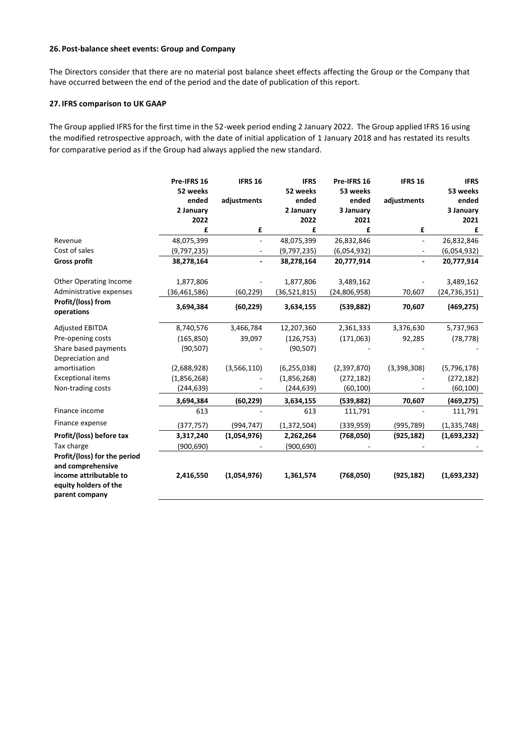### 26. Post-balance sheet events: Group and Company

The Directors consider that there are no material post balance sheet effects affecting the Group or the Company that have occurred between the end of the period and the date of publication of this report.

### 27. IFRS comparison to UK GAAP

The Group applied IFRS for the first time in the 52-week period ending 2 January 2022. The Group applied IFRS 16 using the modified retrospective approach, with the date of initial application of 1 January 2018 and has restated its results for comparative period as if the Group had always applied the new standard.

| | Pre-IFRS 16 52 weeks ended 2 January 2022 | IFRS 16 adjustments | IFRS 52 weeks ended 2 January 2022 | Pre-IFRS 16 53 weeks ended 3 January 2021 | IFRS 16 adjustments | IFRS 53 weeks ended 3 January 2021 |
|---|---|---|---|---|---|---|
| | £ | £ | £ | £ | £ | £ |
| Revenue | 48,075,399 | - | 48,075,399 | 26,832,846 | - | 26,832,846 |
| Cost of sales | (9,797,235) | - | (9,797,235) | (6,054,932) | - | (6,054,932) |
| **Gross profit** | **38,278,164** | **-** | **38,278,164** | **20,777,914** | **-** | **20,777,914** |
| Other Operating Income | 1,877,806 | - | 1,877,806 | 3,489,162 | - | 3,489,162 |
| Administrative expenses | (36,461,586) | (60,229) | (36,521,815) | (24,806,958) | 70,607 | (24,736,351) |
| **Profit/(loss) from operations** | **3,694,384** | **(60,229)** | **3,634,155** | **(539,882)** | **70,607** | **(469,275)** |
| Adjusted EBITDA | 8,740,576 | 3,466,784 | 12,207,360 | 2,361,333 | 3,376,630 | 5,737,963 |
| Pre-opening costs | (165,850) | 39,097 | (126,753) | (171,063) | 92,285 | (78,778) |
| Share based payments | (90,507) | - | (90,507) | - | - | - |
| Depreciation and amortisation | (2,688,928) | (3,566,110) | (6,255,038) | (2,397,870) | (3,398,308) | (5,796,178) |
| Exceptional items | (1,856,268) | - | (1,856,268) | (272,182) | - | (272,182) |
| Non-trading costs | (244,639) | - | (244,639) | (60,100) | - | (60,100) |
| | **3,694,384** | **(60,229)** | **3,634,155** | **(539,882)** | **70,607** | **(469,275)** |
| Finance income | 613 | - | 613 | 111,791 | - | 111,791 |
| Finance expense | (377,757) | (994,747) | (1,372,504) | (339,959) | (995,789) | (1,335,748) |
| **Profit/(loss) before tax** | **3,317,240** | **(1,054,976)** | **2,262,264** | **(768,050)** | **(925,182)** | **(1,693,232)** |
| Tax charge | (900,690) | - | (900,690) | - | - | - |
| **Profit/(loss) for the period and comprehensive income attributable to equity holders of the parent company** | **2,416,550** | **(1,054,976)** | **1,361,574** | **(768,050)** | **(925,182)** | **(1,693,232)** |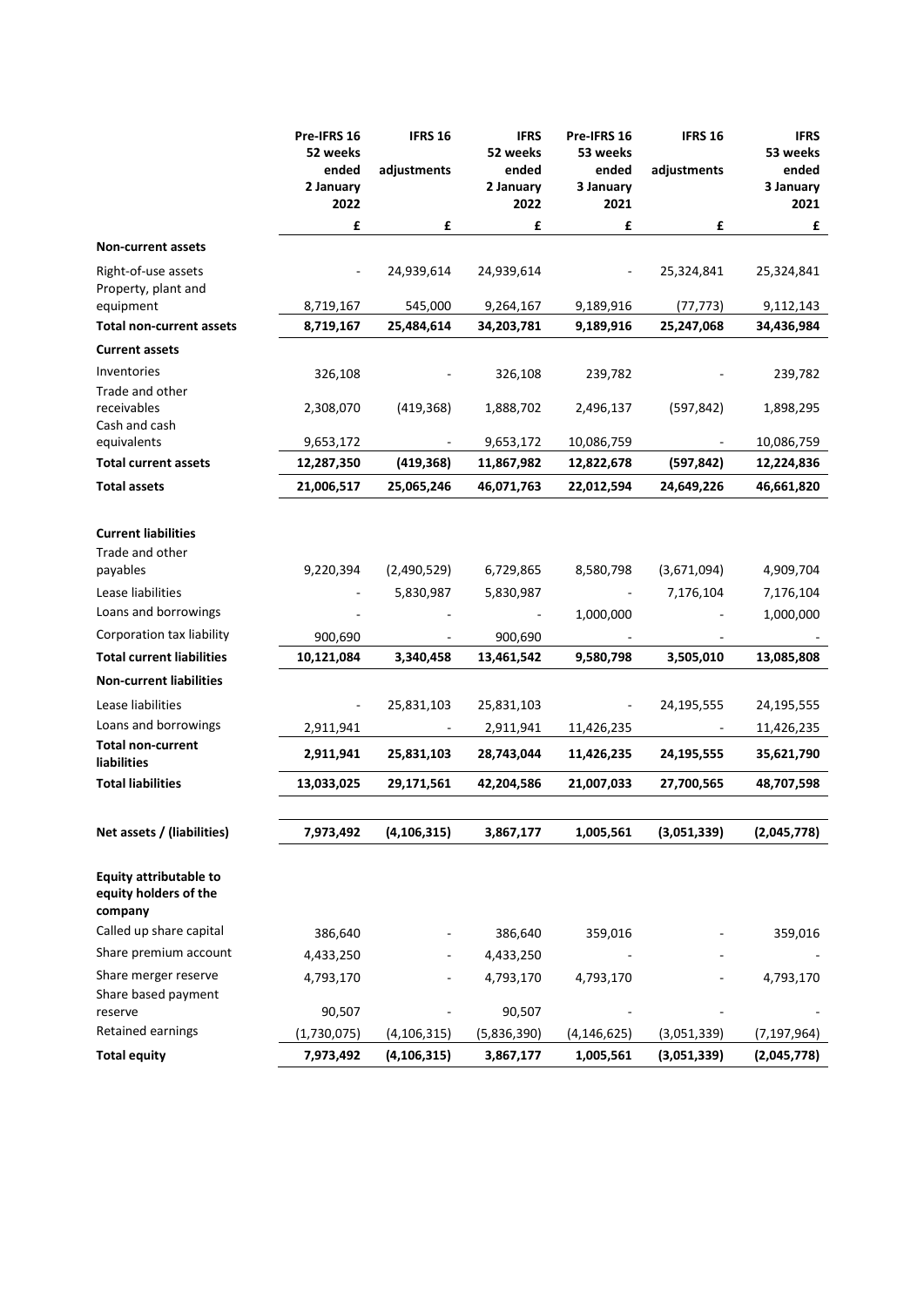| | Pre-IFRS 16 52 weeks ended 2 January 2022 | IFRS 16 adjustments | IFRS 52 weeks ended 2 January 2022 | Pre-IFRS 16 53 weeks ended 3 January 2021 | IFRS 16 adjustments | IFRS 53 weeks ended 3 January 2021 |
|---|---|---|---|---|---|---|
| | £ | £ | £ | £ | £ | £ |
| **Non-current assets** | | | | | | |
| Right-of-use assets | - | 24,939,614 | 24,939,614 | - | 25,324,841 | 25,324,841 |
| Property, plant and equipment | 8,719,167 | 545,000 | 9,264,167 | 9,189,916 | (77,773) | 9,112,143 |
| **Total non-current assets** | **8,719,167** | **25,484,614** | **34,203,781** | **9,189,916** | **25,247,068** | **34,436,984** |
| **Current assets** | | | | | | |
| Inventories | 326,108 | - | 326,108 | 239,782 | - | 239,782 |
| Trade and other receivables | 2,308,070 | (419,368) | 1,888,702 | 2,496,137 | (597,842) | 1,898,295 |
| Cash and cash equivalents | 9,653,172 | - | 9,653,172 | 10,086,759 | - | 10,086,759 |
| **Total current assets** | **12,287,350** | **(419,368)** | **11,867,982** | **12,822,678** | **(597,842)** | **12,224,836** |
| **Total assets** | **21,006,517** | **25,065,246** | **46,071,763** | **22,012,594** | **24,649,226** | **46,661,820** |
| | | | | | | |
| **Current liabilities** | | | | | | |
| Trade and other payables | 9,220,394 | (2,490,529) | 6,729,865 | 8,580,798 | (3,671,094) | 4,909,704 |
| Lease liabilities | - | 5,830,987 | 5,830,987 | - | 7,176,104 | 7,176,104 |
| Loans and borrowings | - | - | - | 1,000,000 | - | 1,000,000 |
| Corporation tax liability | 900,690 | - | 900,690 | - | - | - |
| **Total current liabilities** | **10,121,084** | **3,340,458** | **13,461,542** | **9,580,798** | **3,505,010** | **13,085,808** |
| **Non-current liabilities** | | | | | | |
| Lease liabilities | - | 25,831,103 | 25,831,103 | - | 24,195,555 | 24,195,555 |
| Loans and borrowings | 2,911,941 | - | 2,911,941 | 11,426,235 | - | 11,426,235 |
| **Total non-current liabilities** | **2,911,941** | **25,831,103** | **28,743,044** | **11,426,235** | **24,195,555** | **35,621,790** |
| **Total liabilities** | **13,033,025** | **29,171,561** | **42,204,586** | **21,007,033** | **27,700,565** | **48,707,598** |
| | | | | | | |
| **Net assets / (liabilities)** | **7,973,492** | **(4,106,315)** | **3,867,177** | **1,005,561** | **(3,051,339)** | **(2,045,778)** |
| | | | | | | |
| **Equity attributable to equity holders of the company** | | | | | | |
| Called up share capital | 386,640 | - | 386,640 | 359,016 | - | 359,016 |
| Share premium account | 4,433,250 | - | 4,433,250 | - | - | - |
| Share merger reserve | 4,793,170 | - | 4,793,170 | 4,793,170 | - | 4,793,170 |
| Share based payment reserve | 90,507 | - | 90,507 | - | - | - |
| Retained earnings | (1,730,075) | (4,106,315) | (5,836,390) | (4,146,625) | (3,051,339) | (7,197,964) |
| **Total equity** | **7,973,492** | **(4,106,315)** | **3,867,177** | **1,005,561** | **(3,051,339)** | **(2,045,778)** |